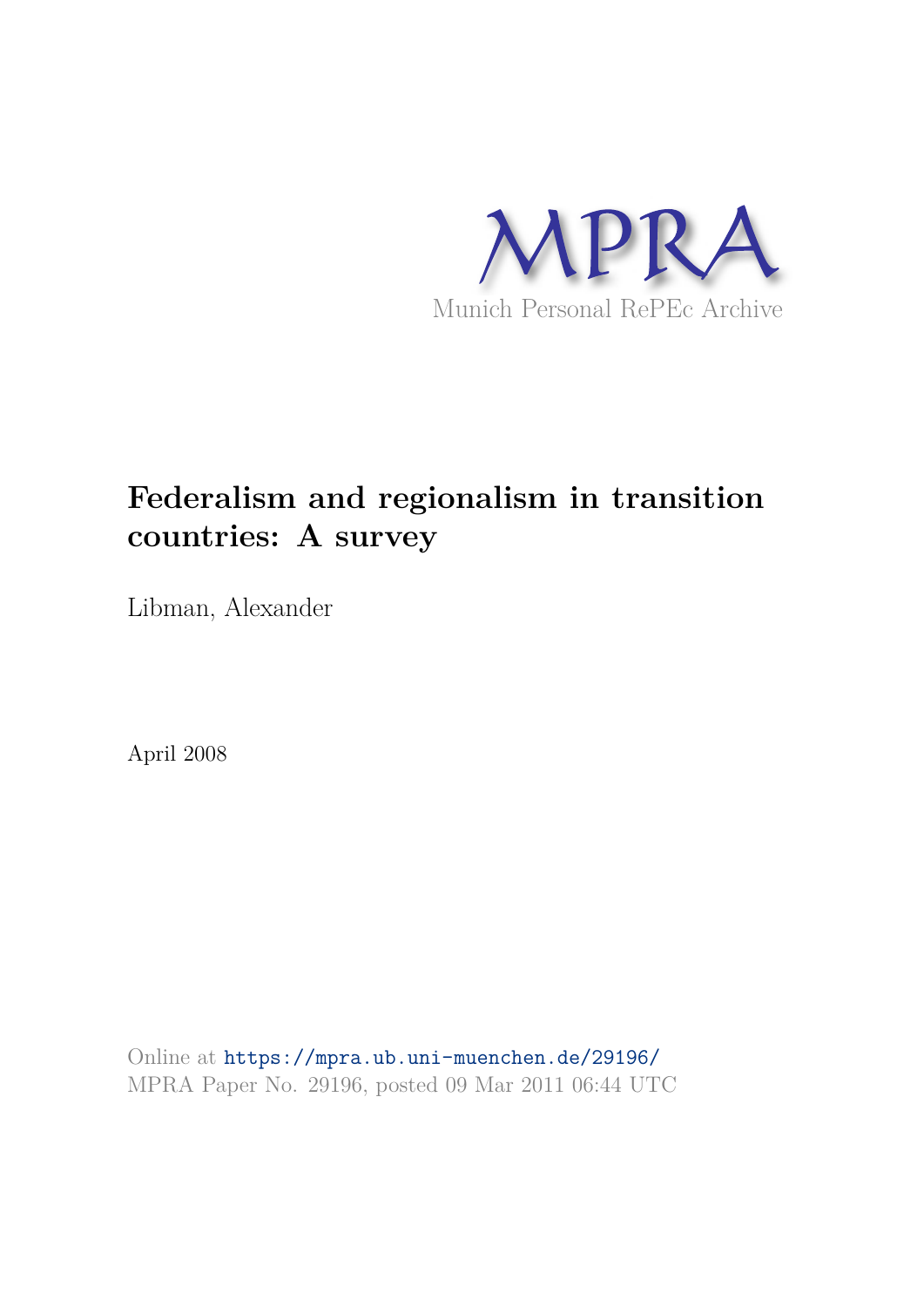MPRA

Munich Personal RePEc Archive

# Federalism and regionalism in transition countries: A survey

Libman, Alexander

April 2008

Online at https://mpra.ub.uni-muenchen.de/29196/
MPRA Paper No. 29196, posted 09 Mar 2011 06:44 UTC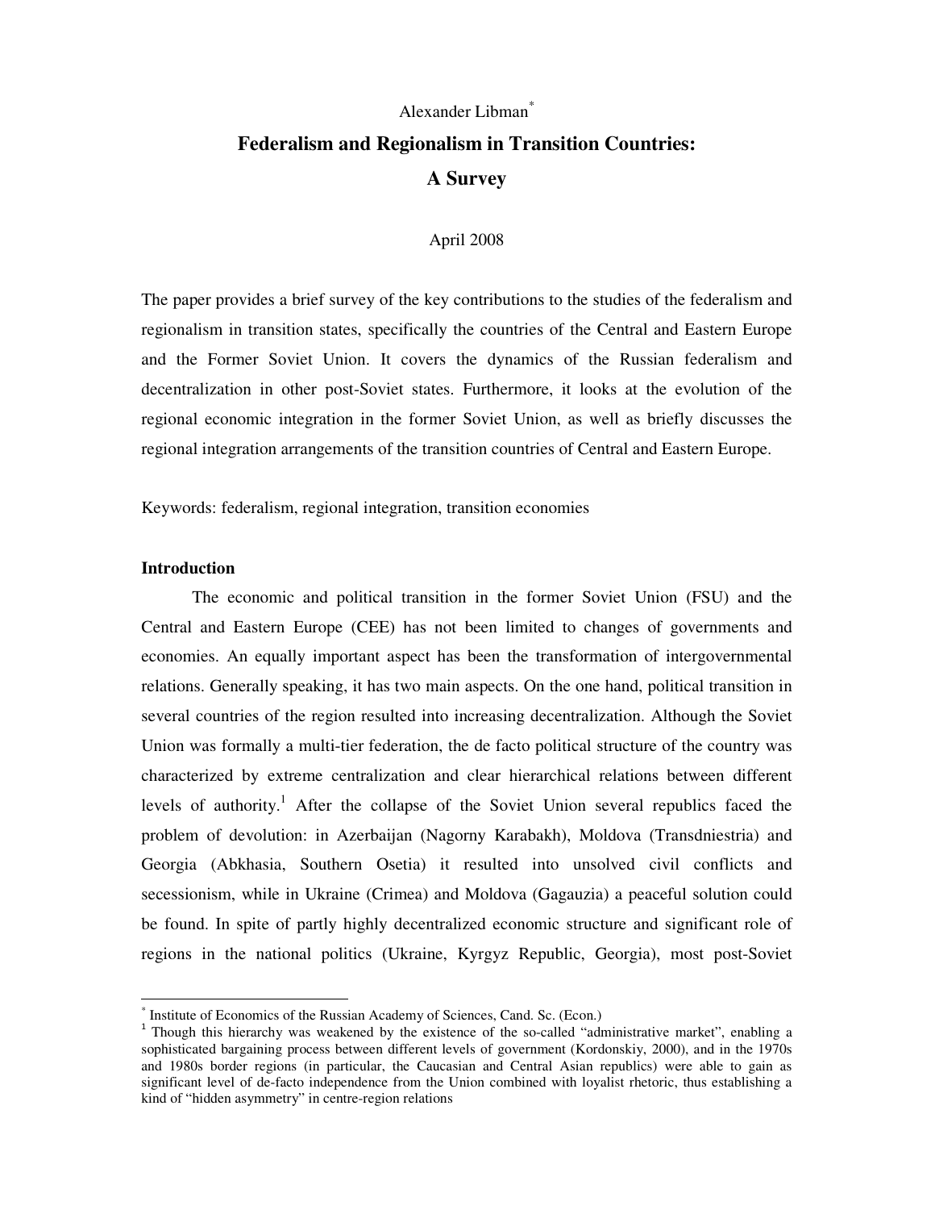Alexander Libman[*]

# Federalism and Regionalism in Transition Countries: A Survey

April 2008

The paper provides a brief survey of the key contributions to the studies of the federalism and regionalism in transition states, specifically the countries of the Central and Eastern Europe and the Former Soviet Union. It covers the dynamics of the Russian federalism and decentralization in other post-Soviet states. Furthermore, it looks at the evolution of the regional economic integration in the former Soviet Union, as well as briefly discusses the regional integration arrangements of the transition countries of Central and Eastern Europe.

Keywords: federalism, regional integration, transition economies

**Introduction**

The economic and political transition in the former Soviet Union (FSU) and the Central and Eastern Europe (CEE) has not been limited to changes of governments and economies. An equally important aspect has been the transformation of intergovernmental relations. Generally speaking, it has two main aspects. On the one hand, political transition in several countries of the region resulted into increasing decentralization. Although the Soviet Union was formally a multi-tier federation, the de facto political structure of the country was characterized by extreme centralization and clear hierarchical relations between different levels of authority.[1] After the collapse of the Soviet Union several republics faced the problem of devolution: in Azerbaijan (Nagorny Karabakh), Moldova (Transdniestria) and Georgia (Abkhasia, Southern Osetia) it resulted into unsolved civil conflicts and secessionism, while in Ukraine (Crimea) and Moldova (Gagauzia) a peaceful solution could be found. In spite of partly highly decentralized economic structure and significant role of regions in the national politics (Ukraine, Kyrgyz Republic, Georgia), most post-Soviet

---

[*] Institute of Economics of the Russian Academy of Sciences, Cand. Sc. (Econ.)

[1] Though this hierarchy was weakened by the existence of the so-called "administrative market", enabling a sophisticated bargaining process between different levels of government (Kordonskiy, 2000), and in the 1970s and 1980s border regions (in particular, the Caucasian and Central Asian republics) were able to gain as significant level of de-facto independence from the Union combined with loyalist rhetoric, thus establishing a kind of "hidden asymmetry" in centre-region relations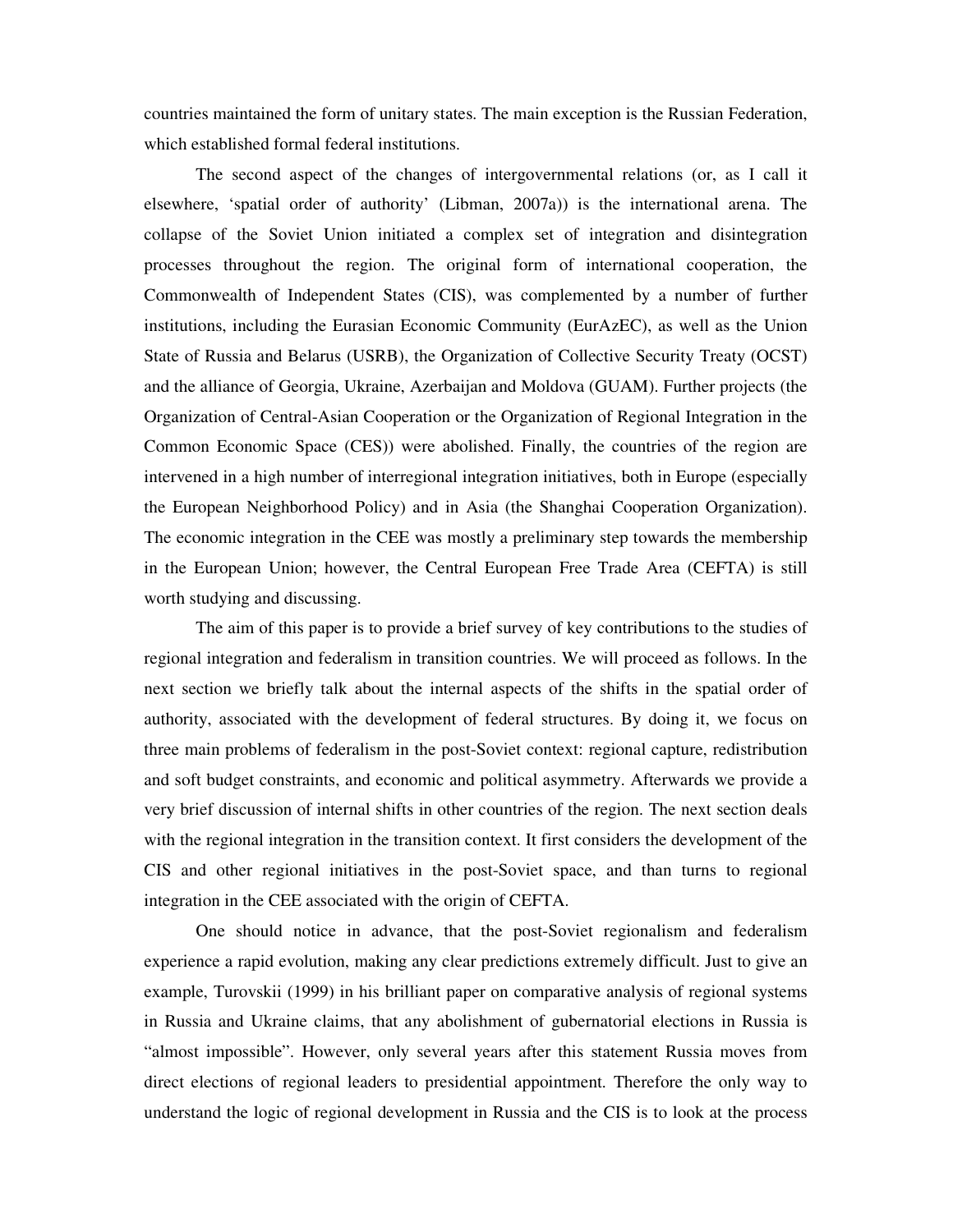countries maintained the form of unitary states. The main exception is the Russian Federation, which established formal federal institutions.

The second aspect of the changes of intergovernmental relations (or, as I call it elsewhere, 'spatial order of authority' (Libman, 2007a)) is the international arena. The collapse of the Soviet Union initiated a complex set of integration and disintegration processes throughout the region. The original form of international cooperation, the Commonwealth of Independent States (CIS), was complemented by a number of further institutions, including the Eurasian Economic Community (EurAzEC), as well as the Union State of Russia and Belarus (USRB), the Organization of Collective Security Treaty (OCST) and the alliance of Georgia, Ukraine, Azerbaijan and Moldova (GUAM). Further projects (the Organization of Central-Asian Cooperation or the Organization of Regional Integration in the Common Economic Space (CES)) were abolished. Finally, the countries of the region are intervened in a high number of interregional integration initiatives, both in Europe (especially the European Neighborhood Policy) and in Asia (the Shanghai Cooperation Organization). The economic integration in the CEE was mostly a preliminary step towards the membership in the European Union; however, the Central European Free Trade Area (CEFTA) is still worth studying and discussing.

The aim of this paper is to provide a brief survey of key contributions to the studies of regional integration and federalism in transition countries. We will proceed as follows. In the next section we briefly talk about the internal aspects of the shifts in the spatial order of authority, associated with the development of federal structures. By doing it, we focus on three main problems of federalism in the post-Soviet context: regional capture, redistribution and soft budget constraints, and economic and political asymmetry. Afterwards we provide a very brief discussion of internal shifts in other countries of the region. The next section deals with the regional integration in the transition context. It first considers the development of the CIS and other regional initiatives in the post-Soviet space, and than turns to regional integration in the CEE associated with the origin of CEFTA.

One should notice in advance, that the post-Soviet regionalism and federalism experience a rapid evolution, making any clear predictions extremely difficult. Just to give an example, Turovskii (1999) in his brilliant paper on comparative analysis of regional systems in Russia and Ukraine claims, that any abolishment of gubernatorial elections in Russia is "almost impossible". However, only several years after this statement Russia moves from direct elections of regional leaders to presidential appointment. Therefore the only way to understand the logic of regional development in Russia and the CIS is to look at the process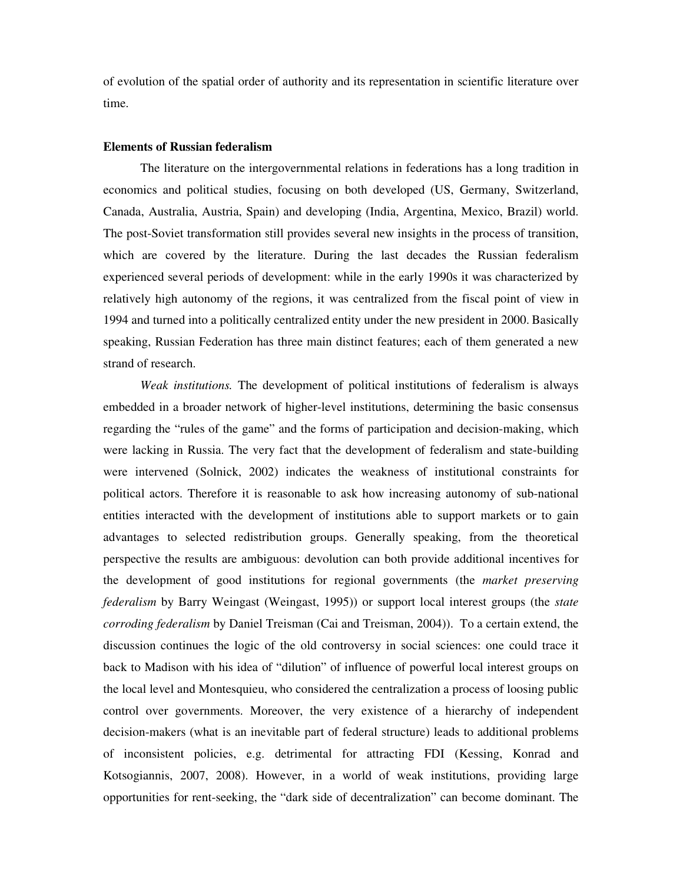of evolution of the spatial order of authority and its representation in scientific literature over time.

**Elements of Russian federalism**

The literature on the intergovernmental relations in federations has a long tradition in economics and political studies, focusing on both developed (US, Germany, Switzerland, Canada, Australia, Austria, Spain) and developing (India, Argentina, Mexico, Brazil) world. The post-Soviet transformation still provides several new insights in the process of transition, which are covered by the literature. During the last decades the Russian federalism experienced several periods of development: while in the early 1990s it was characterized by relatively high autonomy of the regions, it was centralized from the fiscal point of view in 1994 and turned into a politically centralized entity under the new president in 2000. Basically speaking, Russian Federation has three main distinct features; each of them generated a new strand of research.

*Weak institutions.* The development of political institutions of federalism is always embedded in a broader network of higher-level institutions, determining the basic consensus regarding the "rules of the game" and the forms of participation and decision-making, which were lacking in Russia. The very fact that the development of federalism and state-building were intervened (Solnick, 2002) indicates the weakness of institutional constraints for political actors. Therefore it is reasonable to ask how increasing autonomy of sub-national entities interacted with the development of institutions able to support markets or to gain advantages to selected redistribution groups. Generally speaking, from the theoretical perspective the results are ambiguous: devolution can both provide additional incentives for the development of good institutions for regional governments (the *market preserving federalism* by Barry Weingast (Weingast, 1995)) or support local interest groups (the *state corroding federalism* by Daniel Treisman (Cai and Treisman, 2004)). To a certain extend, the discussion continues the logic of the old controversy in social sciences: one could trace it back to Madison with his idea of "dilution" of influence of powerful local interest groups on the local level and Montesquieu, who considered the centralization a process of loosing public control over governments. Moreover, the very existence of a hierarchy of independent decision-makers (what is an inevitable part of federal structure) leads to additional problems of inconsistent policies, e.g. detrimental for attracting FDI (Kessing, Konrad and Kotsogiannis, 2007, 2008). However, in a world of weak institutions, providing large opportunities for rent-seeking, the "dark side of decentralization" can become dominant. The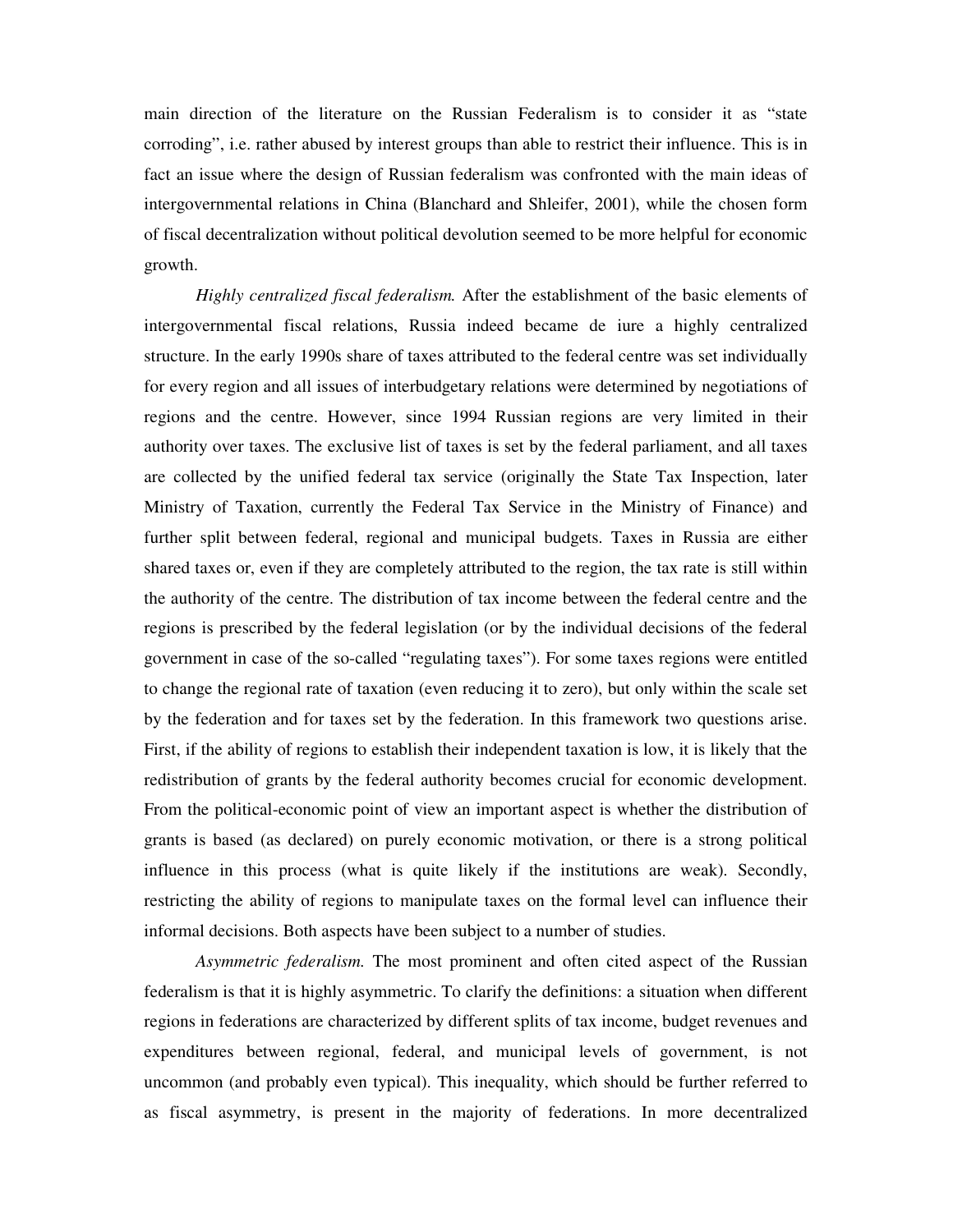main direction of the literature on the Russian Federalism is to consider it as "state corroding", i.e. rather abused by interest groups than able to restrict their influence. This is in fact an issue where the design of Russian federalism was confronted with the main ideas of intergovernmental relations in China (Blanchard and Shleifer, 2001), while the chosen form of fiscal decentralization without political devolution seemed to be more helpful for economic growth.

*Highly centralized fiscal federalism.* After the establishment of the basic elements of intergovernmental fiscal relations, Russia indeed became de iure a highly centralized structure. In the early 1990s share of taxes attributed to the federal centre was set individually for every region and all issues of interbudgetary relations were determined by negotiations of regions and the centre. However, since 1994 Russian regions are very limited in their authority over taxes. The exclusive list of taxes is set by the federal parliament, and all taxes are collected by the unified federal tax service (originally the State Tax Inspection, later Ministry of Taxation, currently the Federal Tax Service in the Ministry of Finance) and further split between federal, regional and municipal budgets. Taxes in Russia are either shared taxes or, even if they are completely attributed to the region, the tax rate is still within the authority of the centre. The distribution of tax income between the federal centre and the regions is prescribed by the federal legislation (or by the individual decisions of the federal government in case of the so-called "regulating taxes"). For some taxes regions were entitled to change the regional rate of taxation (even reducing it to zero), but only within the scale set by the federation and for taxes set by the federation. In this framework two questions arise. First, if the ability of regions to establish their independent taxation is low, it is likely that the redistribution of grants by the federal authority becomes crucial for economic development. From the political-economic point of view an important aspect is whether the distribution of grants is based (as declared) on purely economic motivation, or there is a strong political influence in this process (what is quite likely if the institutions are weak). Secondly, restricting the ability of regions to manipulate taxes on the formal level can influence their informal decisions. Both aspects have been subject to a number of studies.

*Asymmetric federalism.* The most prominent and often cited aspect of the Russian federalism is that it is highly asymmetric. To clarify the definitions: a situation when different regions in federations are characterized by different splits of tax income, budget revenues and expenditures between regional, federal, and municipal levels of government, is not uncommon (and probably even typical). This inequality, which should be further referred to as fiscal asymmetry, is present in the majority of federations. In more decentralized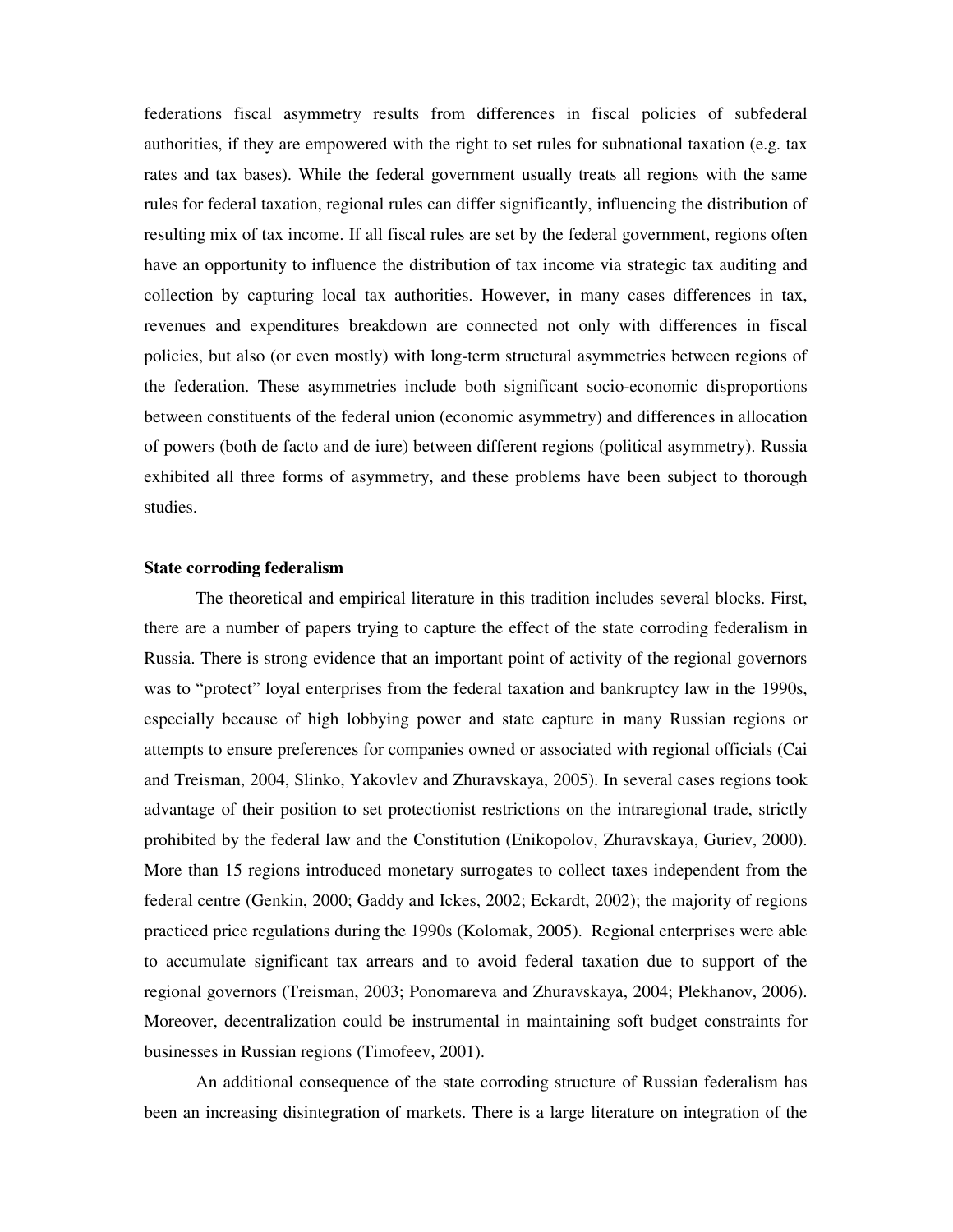federations fiscal asymmetry results from differences in fiscal policies of subfederal authorities, if they are empowered with the right to set rules for subnational taxation (e.g. tax rates and tax bases). While the federal government usually treats all regions with the same rules for federal taxation, regional rules can differ significantly, influencing the distribution of resulting mix of tax income. If all fiscal rules are set by the federal government, regions often have an opportunity to influence the distribution of tax income via strategic tax auditing and collection by capturing local tax authorities. However, in many cases differences in tax, revenues and expenditures breakdown are connected not only with differences in fiscal policies, but also (or even mostly) with long-term structural asymmetries between regions of the federation. These asymmetries include both significant socio-economic disproportions between constituents of the federal union (economic asymmetry) and differences in allocation of powers (both de facto and de iure) between different regions (political asymmetry). Russia exhibited all three forms of asymmetry, and these problems have been subject to thorough studies.

**State corroding federalism**

The theoretical and empirical literature in this tradition includes several blocks. First, there are a number of papers trying to capture the effect of the state corroding federalism in Russia. There is strong evidence that an important point of activity of the regional governors was to "protect" loyal enterprises from the federal taxation and bankruptcy law in the 1990s, especially because of high lobbying power and state capture in many Russian regions or attempts to ensure preferences for companies owned or associated with regional officials (Cai and Treisman, 2004, Slinko, Yakovlev and Zhuravskaya, 2005). In several cases regions took advantage of their position to set protectionist restrictions on the intraregional trade, strictly prohibited by the federal law and the Constitution (Enikopolov, Zhuravskaya, Guriev, 2000). More than 15 regions introduced monetary surrogates to collect taxes independent from the federal centre (Genkin, 2000; Gaddy and Ickes, 2002; Eckardt, 2002); the majority of regions practiced price regulations during the 1990s (Kolomak, 2005). Regional enterprises were able to accumulate significant tax arrears and to avoid federal taxation due to support of the regional governors (Treisman, 2003; Ponomareva and Zhuravskaya, 2004; Plekhanov, 2006). Moreover, decentralization could be instrumental in maintaining soft budget constraints for businesses in Russian regions (Timofeev, 2001).

An additional consequence of the state corroding structure of Russian federalism has been an increasing disintegration of markets. There is a large literature on integration of the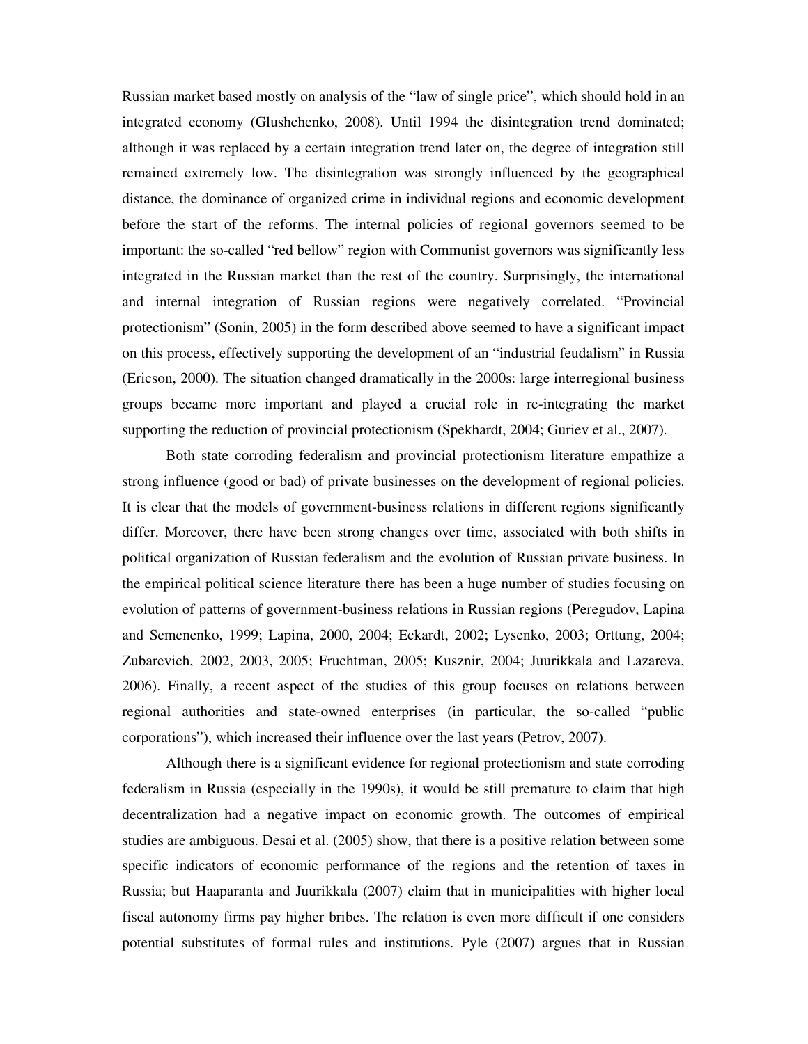Russian market based mostly on analysis of the “law of single price”, which should hold in an integrated economy (Glushchenko, 2008). Until 1994 the disintegration trend dominated; although it was replaced by a certain integration trend later on, the degree of integration still remained extremely low. The disintegration was strongly influenced by the geographical distance, the dominance of organized crime in individual regions and economic development before the start of the reforms. The internal policies of regional governors seemed to be important: the so-called “red bellow” region with Communist governors was significantly less integrated in the Russian market than the rest of the country. Surprisingly, the international and internal integration of Russian regions were negatively correlated. “Provincial protectionism” (Sonin, 2005) in the form described above seemed to have a significant impact on this process, effectively supporting the development of an “industrial feudalism” in Russia (Ericson, 2000). The situation changed dramatically in the 2000s: large interregional business groups became more important and played a crucial role in re-integrating the market supporting the reduction of provincial protectionism (Spekhardt, 2004; Guriev et al., 2007).

Both state corroding federalism and provincial protectionism literature empathize a strong influence (good or bad) of private businesses on the development of regional policies. It is clear that the models of government-business relations in different regions significantly differ. Moreover, there have been strong changes over time, associated with both shifts in political organization of Russian federalism and the evolution of Russian private business. In the empirical political science literature there has been a huge number of studies focusing on evolution of patterns of government-business relations in Russian regions (Peregudov, Lapina and Semenenko, 1999; Lapina, 2000, 2004; Eckardt, 2002; Lysenko, 2003; Orttung, 2004; Zubarevich, 2002, 2003, 2005; Fruchtman, 2005; Kusznir, 2004; Juurikkala and Lazareva, 2006). Finally, a recent aspect of the studies of this group focuses on relations between regional authorities and state-owned enterprises (in particular, the so-called “public corporations”), which increased their influence over the last years (Petrov, 2007).

Although there is a significant evidence for regional protectionism and state corroding federalism in Russia (especially in the 1990s), it would be still premature to claim that high decentralization had a negative impact on economic growth. The outcomes of empirical studies are ambiguous. Desai et al. (2005) show, that there is a positive relation between some specific indicators of economic performance of the regions and the retention of taxes in Russia; but Haaparanta and Juurikkala (2007) claim that in municipalities with higher local fiscal autonomy firms pay higher bribes. The relation is even more difficult if one considers potential substitutes of formal rules and institutions. Pyle (2007) argues that in Russian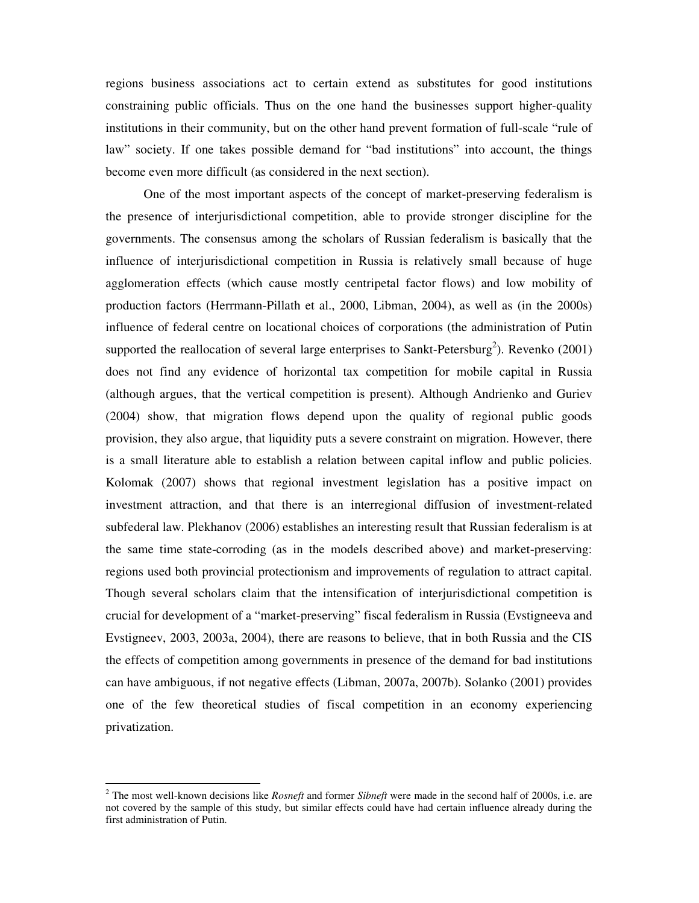regions business associations act to certain extend as substitutes for good institutions constraining public officials. Thus on the one hand the businesses support higher-quality institutions in their community, but on the other hand prevent formation of full-scale "rule of law" society. If one takes possible demand for "bad institutions" into account, the things become even more difficult (as considered in the next section).

One of the most important aspects of the concept of market-preserving federalism is the presence of interjurisdictional competition, able to provide stronger discipline for the governments. The consensus among the scholars of Russian federalism is basically that the influence of interjurisdictional competition in Russia is relatively small because of huge agglomeration effects (which cause mostly centripetal factor flows) and low mobility of production factors (Herrmann-Pillath et al., 2000, Libman, 2004), as well as (in the 2000s) influence of federal centre on locational choices of corporations (the administration of Putin supported the reallocation of several large enterprises to Sankt-Petersburg[2]). Revenko (2001) does not find any evidence of horizontal tax competition for mobile capital in Russia (although argues, that the vertical competition is present). Although Andrienko and Guriev (2004) show, that migration flows depend upon the quality of regional public goods provision, they also argue, that liquidity puts a severe constraint on migration. However, there is a small literature able to establish a relation between capital inflow and public policies. Kolomak (2007) shows that regional investment legislation has a positive impact on investment attraction, and that there is an interregional diffusion of investment-related subfederal law. Plekhanov (2006) establishes an interesting result that Russian federalism is at the same time state-corroding (as in the models described above) and market-preserving: regions used both provincial protectionism and improvements of regulation to attract capital. Though several scholars claim that the intensification of interjurisdictional competition is crucial for development of a "market-preserving" fiscal federalism in Russia (Evstigneeva and Evstigneev, 2003, 2003a, 2004), there are reasons to believe, that in both Russia and the CIS the effects of competition among governments in presence of the demand for bad institutions can have ambiguous, if not negative effects (Libman, 2007a, 2007b). Solanko (2001) provides one of the few theoretical studies of fiscal competition in an economy experiencing privatization.

---

[2] The most well-known decisions like *Rosneft* and former *Sibneft* were made in the second half of 2000s, i.e. are not covered by the sample of this study, but similar effects could have had certain influence already during the first administration of Putin.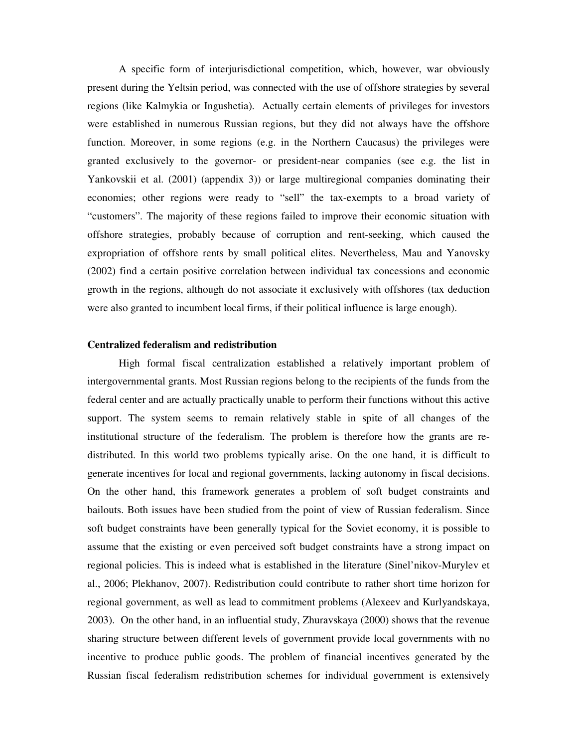A specific form of interjurisdictional competition, which, however, war obviously present during the Yeltsin period, was connected with the use of offshore strategies by several regions (like Kalmykia or Ingushetia). Actually certain elements of privileges for investors were established in numerous Russian regions, but they did not always have the offshore function. Moreover, in some regions (e.g. in the Northern Caucasus) the privileges were granted exclusively to the governor- or president-near companies (see e.g. the list in Yankovskii et al. (2001) (appendix 3)) or large multiregional companies dominating their economies; other regions were ready to "sell" the tax-exempts to a broad variety of "customers". The majority of these regions failed to improve their economic situation with offshore strategies, probably because of corruption and rent-seeking, which caused the expropriation of offshore rents by small political elites. Nevertheless, Mau and Yanovsky (2002) find a certain positive correlation between individual tax concessions and economic growth in the regions, although do not associate it exclusively with offshores (tax deduction were also granted to incumbent local firms, if their political influence is large enough).

**Centralized federalism and redistribution**

High formal fiscal centralization established a relatively important problem of intergovernmental grants. Most Russian regions belong to the recipients of the funds from the federal center and are actually practically unable to perform their functions without this active support. The system seems to remain relatively stable in spite of all changes of the institutional structure of the federalism. The problem is therefore how the grants are re-distributed. In this world two problems typically arise. On the one hand, it is difficult to generate incentives for local and regional governments, lacking autonomy in fiscal decisions. On the other hand, this framework generates a problem of soft budget constraints and bailouts. Both issues have been studied from the point of view of Russian federalism. Since soft budget constraints have been generally typical for the Soviet economy, it is possible to assume that the existing or even perceived soft budget constraints have a strong impact on regional policies. This is indeed what is established in the literature (Sinel'nikov-Murylev et al., 2006; Plekhanov, 2007). Redistribution could contribute to rather short time horizon for regional government, as well as lead to commitment problems (Alexeev and Kurlyandskaya, 2003). On the other hand, in an influential study, Zhuravskaya (2000) shows that the revenue sharing structure between different levels of government provide local governments with no incentive to produce public goods. The problem of financial incentives generated by the Russian fiscal federalism redistribution schemes for individual government is extensively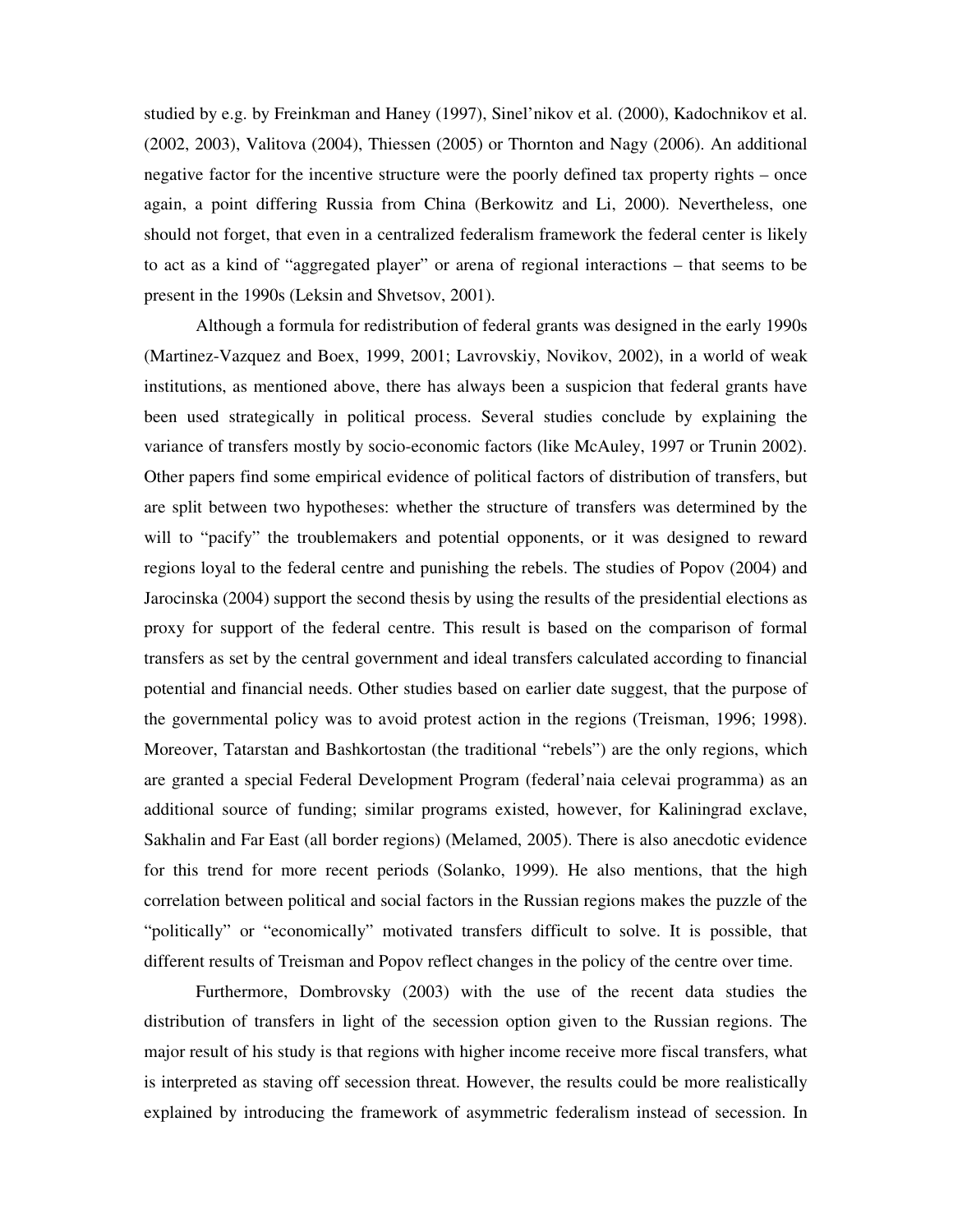studied by e.g. by Freinkman and Haney (1997), Sinel'nikov et al. (2000), Kadochnikov et al. (2002, 2003), Valitova (2004), Thiessen (2005) or Thornton and Nagy (2006). An additional negative factor for the incentive structure were the poorly defined tax property rights – once again, a point differing Russia from China (Berkowitz and Li, 2000). Nevertheless, one should not forget, that even in a centralized federalism framework the federal center is likely to act as a kind of "aggregated player" or arena of regional interactions – that seems to be present in the 1990s (Leksin and Shvetsov, 2001).

Although a formula for redistribution of federal grants was designed in the early 1990s (Martinez-Vazquez and Boex, 1999, 2001; Lavrovskiy, Novikov, 2002), in a world of weak institutions, as mentioned above, there has always been a suspicion that federal grants have been used strategically in political process. Several studies conclude by explaining the variance of transfers mostly by socio-economic factors (like McAuley, 1997 or Trunin 2002). Other papers find some empirical evidence of political factors of distribution of transfers, but are split between two hypotheses: whether the structure of transfers was determined by the will to "pacify" the troublemakers and potential opponents, or it was designed to reward regions loyal to the federal centre and punishing the rebels. The studies of Popov (2004) and Jarocinska (2004) support the second thesis by using the results of the presidential elections as proxy for support of the federal centre. This result is based on the comparison of formal transfers as set by the central government and ideal transfers calculated according to financial potential and financial needs. Other studies based on earlier date suggest, that the purpose of the governmental policy was to avoid protest action in the regions (Treisman, 1996; 1998). Moreover, Tatarstan and Bashkortostan (the traditional "rebels") are the only regions, which are granted a special Federal Development Program (federal'naia celevai programma) as an additional source of funding; similar programs existed, however, for Kaliningrad exclave, Sakhalin and Far East (all border regions) (Melamed, 2005). There is also anecdotic evidence for this trend for more recent periods (Solanko, 1999). He also mentions, that the high correlation between political and social factors in the Russian regions makes the puzzle of the "politically" or "economically" motivated transfers difficult to solve. It is possible, that different results of Treisman and Popov reflect changes in the policy of the centre over time.

Furthermore, Dombrovsky (2003) with the use of the recent data studies the distribution of transfers in light of the secession option given to the Russian regions. The major result of his study is that regions with higher income receive more fiscal transfers, what is interpreted as staving off secession threat. However, the results could be more realistically explained by introducing the framework of asymmetric federalism instead of secession. In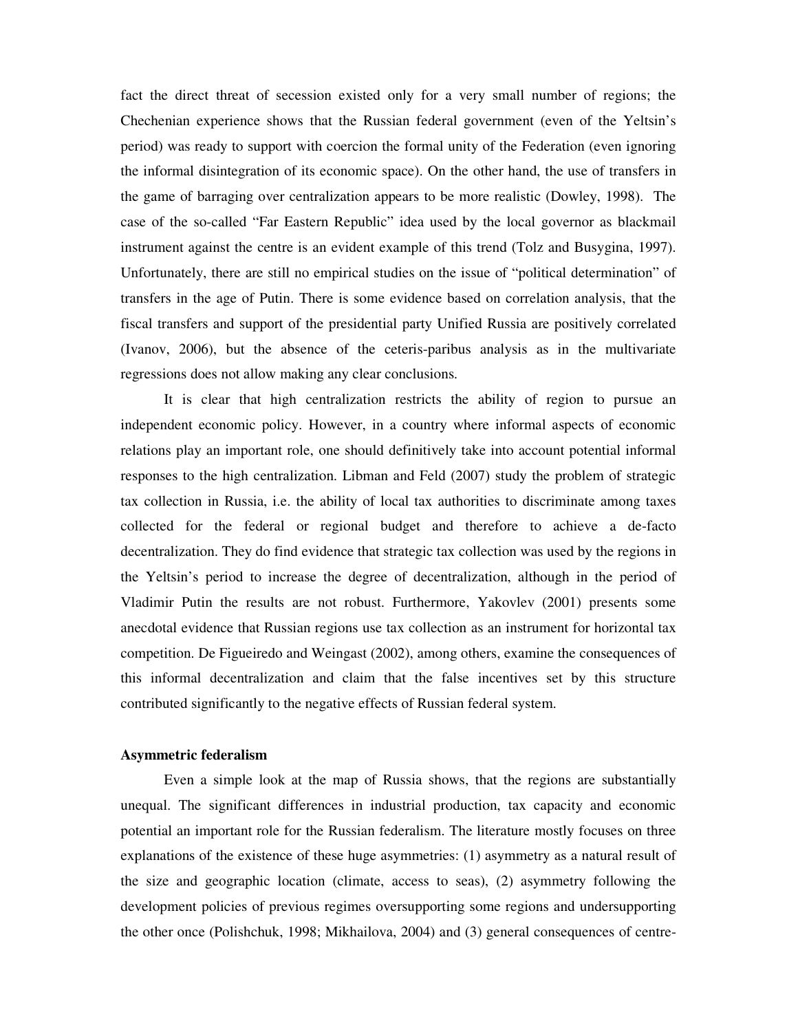fact the direct threat of secession existed only for a very small number of regions; the Chechenian experience shows that the Russian federal government (even of the Yeltsin's period) was ready to support with coercion the formal unity of the Federation (even ignoring the informal disintegration of its economic space). On the other hand, the use of transfers in the game of barraging over centralization appears to be more realistic (Dowley, 1998). The case of the so-called "Far Eastern Republic" idea used by the local governor as blackmail instrument against the centre is an evident example of this trend (Tolz and Busygina, 1997). Unfortunately, there are still no empirical studies on the issue of "political determination" of transfers in the age of Putin. There is some evidence based on correlation analysis, that the fiscal transfers and support of the presidential party Unified Russia are positively correlated (Ivanov, 2006), but the absence of the ceteris-paribus analysis as in the multivariate regressions does not allow making any clear conclusions.

It is clear that high centralization restricts the ability of region to pursue an independent economic policy. However, in a country where informal aspects of economic relations play an important role, one should definitively take into account potential informal responses to the high centralization. Libman and Feld (2007) study the problem of strategic tax collection in Russia, i.e. the ability of local tax authorities to discriminate among taxes collected for the federal or regional budget and therefore to achieve a de-facto decentralization. They do find evidence that strategic tax collection was used by the regions in the Yeltsin's period to increase the degree of decentralization, although in the period of Vladimir Putin the results are not robust. Furthermore, Yakovlev (2001) presents some anecdotal evidence that Russian regions use tax collection as an instrument for horizontal tax competition. De Figueiredo and Weingast (2002), among others, examine the consequences of this informal decentralization and claim that the false incentives set by this structure contributed significantly to the negative effects of Russian federal system.

**Asymmetric federalism**

Even a simple look at the map of Russia shows, that the regions are substantially unequal. The significant differences in industrial production, tax capacity and economic potential an important role for the Russian federalism. The literature mostly focuses on three explanations of the existence of these huge asymmetries: (1) asymmetry as a natural result of the size and geographic location (climate, access to seas), (2) asymmetry following the development policies of previous regimes oversupporting some regions and undersupporting the other once (Polishchuk, 1998; Mikhailova, 2004) and (3) general consequences of centre-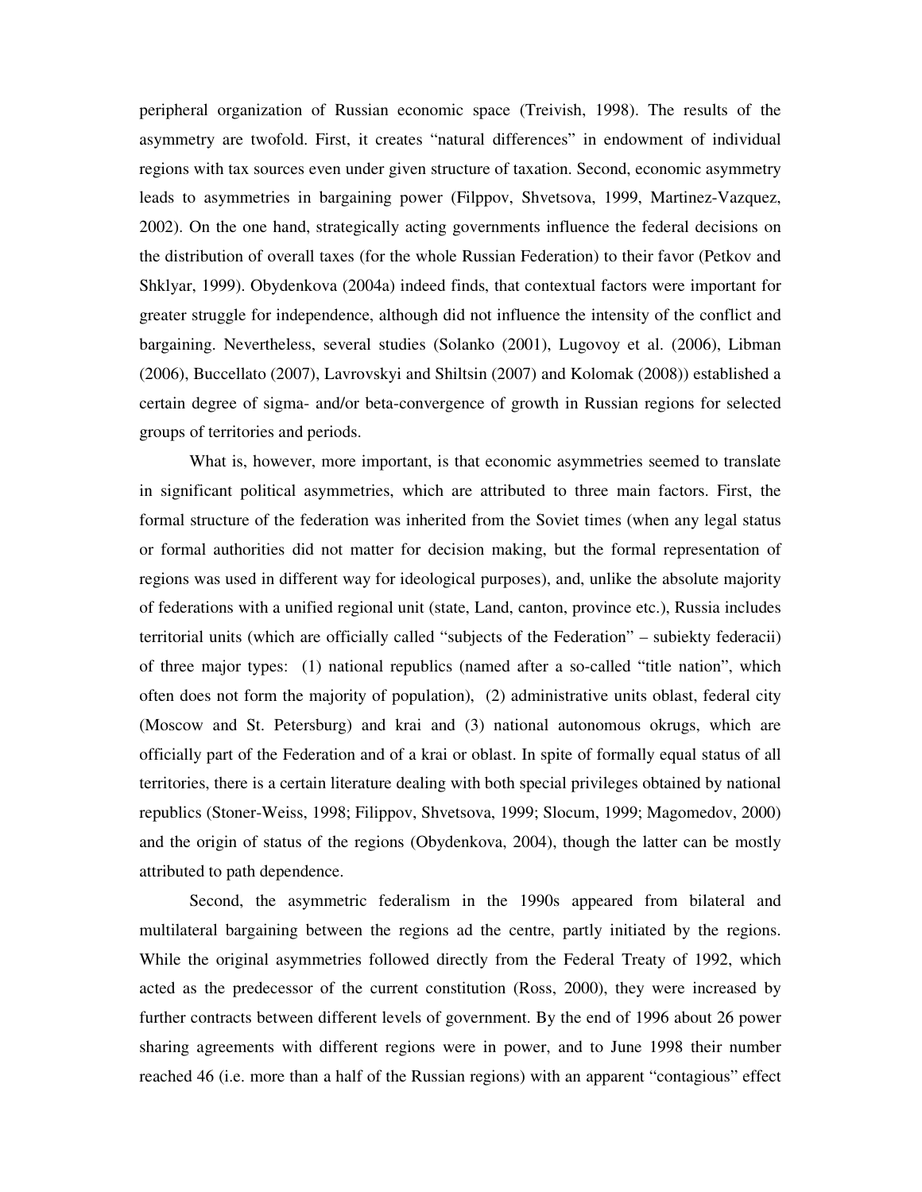peripheral organization of Russian economic space (Treivish, 1998). The results of the asymmetry are twofold. First, it creates "natural differences" in endowment of individual regions with tax sources even under given structure of taxation. Second, economic asymmetry leads to asymmetries in bargaining power (Filppov, Shvetsova, 1999, Martinez-Vazquez, 2002). On the one hand, strategically acting governments influence the federal decisions on the distribution of overall taxes (for the whole Russian Federation) to their favor (Petkov and Shklyar, 1999). Obydenkova (2004a) indeed finds, that contextual factors were important for greater struggle for independence, although did not influence the intensity of the conflict and bargaining. Nevertheless, several studies (Solanko (2001), Lugovoy et al. (2006), Libman (2006), Buccellato (2007), Lavrovskyi and Shiltsin (2007) and Kolomak (2008)) established a certain degree of sigma- and/or beta-convergence of growth in Russian regions for selected groups of territories and periods.

What is, however, more important, is that economic asymmetries seemed to translate in significant political asymmetries, which are attributed to three main factors. First, the formal structure of the federation was inherited from the Soviet times (when any legal status or formal authorities did not matter for decision making, but the formal representation of regions was used in different way for ideological purposes), and, unlike the absolute majority of federations with a unified regional unit (state, Land, canton, province etc.), Russia includes territorial units (which are officially called "subjects of the Federation" – subiekty federacii) of three major types: (1) national republics (named after a so-called "title nation", which often does not form the majority of population), (2) administrative units oblast, federal city (Moscow and St. Petersburg) and krai and (3) national autonomous okrugs, which are officially part of the Federation and of a krai or oblast. In spite of formally equal status of all territories, there is a certain literature dealing with both special privileges obtained by national republics (Stoner-Weiss, 1998; Filippov, Shvetsova, 1999; Slocum, 1999; Magomedov, 2000) and the origin of status of the regions (Obydenkova, 2004), though the latter can be mostly attributed to path dependence.

Second, the asymmetric federalism in the 1990s appeared from bilateral and multilateral bargaining between the regions ad the centre, partly initiated by the regions. While the original asymmetries followed directly from the Federal Treaty of 1992, which acted as the predecessor of the current constitution (Ross, 2000), they were increased by further contracts between different levels of government. By the end of 1996 about 26 power sharing agreements with different regions were in power, and to June 1998 their number reached 46 (i.e. more than a half of the Russian regions) with an apparent "contagious" effect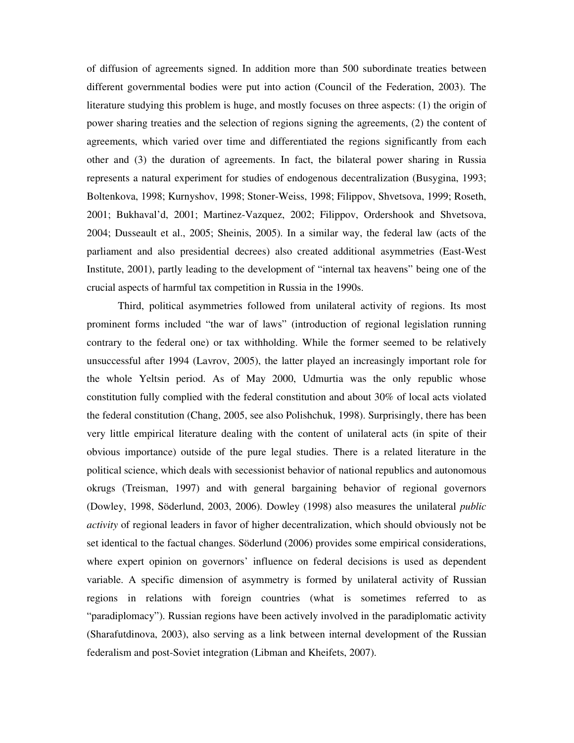of diffusion of agreements signed. In addition more than 500 subordinate treaties between different governmental bodies were put into action (Council of the Federation, 2003). The literature studying this problem is huge, and mostly focuses on three aspects: (1) the origin of power sharing treaties and the selection of regions signing the agreements, (2) the content of agreements, which varied over time and differentiated the regions significantly from each other and (3) the duration of agreements. In fact, the bilateral power sharing in Russia represents a natural experiment for studies of endogenous decentralization (Busygina, 1993; Boltenkova, 1998; Kurnyshov, 1998; Stoner-Weiss, 1998; Filippov, Shvetsova, 1999; Roseth, 2001; Bukhaval'd, 2001; Martinez-Vazquez, 2002; Filippov, Ordershook and Shvetsova, 2004; Dusseault et al., 2005; Sheinis, 2005). In a similar way, the federal law (acts of the parliament and also presidential decrees) also created additional asymmetries (East-West Institute, 2001), partly leading to the development of "internal tax heavens" being one of the crucial aspects of harmful tax competition in Russia in the 1990s.

Third, political asymmetries followed from unilateral activity of regions. Its most prominent forms included "the war of laws" (introduction of regional legislation running contrary to the federal one) or tax withholding. While the former seemed to be relatively unsuccessful after 1994 (Lavrov, 2005), the latter played an increasingly important role for the whole Yeltsin period. As of May 2000, Udmurtia was the only republic whose constitution fully complied with the federal constitution and about 30% of local acts violated the federal constitution (Chang, 2005, see also Polishchuk, 1998). Surprisingly, there has been very little empirical literature dealing with the content of unilateral acts (in spite of their obvious importance) outside of the pure legal studies. There is a related literature in the political science, which deals with secessionist behavior of national republics and autonomous okrugs (Treisman, 1997) and with general bargaining behavior of regional governors (Dowley, 1998, Söderlund, 2003, 2006). Dowley (1998) also measures the unilateral *public activity* of regional leaders in favor of higher decentralization, which should obviously not be set identical to the factual changes. Söderlund (2006) provides some empirical considerations, where expert opinion on governors' influence on federal decisions is used as dependent variable. A specific dimension of asymmetry is formed by unilateral activity of Russian regions in relations with foreign countries (what is sometimes referred to as "paradiplomacy"). Russian regions have been actively involved in the paradiplomatic activity (Sharafutdinova, 2003), also serving as a link between internal development of the Russian federalism and post-Soviet integration (Libman and Kheifets, 2007).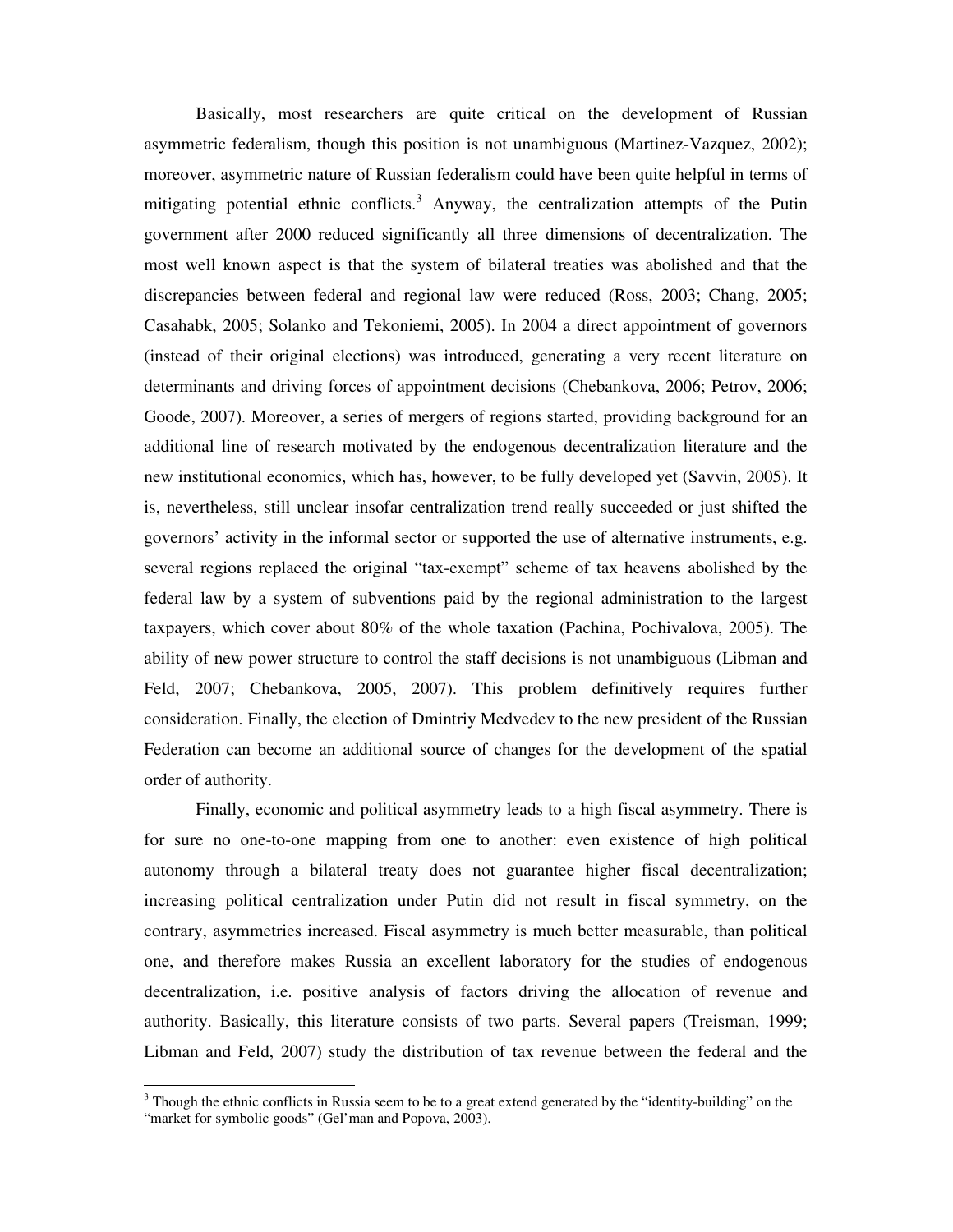Basically, most researchers are quite critical on the development of Russian asymmetric federalism, though this position is not unambiguous (Martinez-Vazquez, 2002); moreover, asymmetric nature of Russian federalism could have been quite helpful in terms of mitigating potential ethnic conflicts.[3] Anyway, the centralization attempts of the Putin government after 2000 reduced significantly all three dimensions of decentralization. The most well known aspect is that the system of bilateral treaties was abolished and that the discrepancies between federal and regional law were reduced (Ross, 2003; Chang, 2005; Casahabk, 2005; Solanko and Tekoniemi, 2005). In 2004 a direct appointment of governors (instead of their original elections) was introduced, generating a very recent literature on determinants and driving forces of appointment decisions (Chebankova, 2006; Petrov, 2006; Goode, 2007). Moreover, a series of mergers of regions started, providing background for an additional line of research motivated by the endogenous decentralization literature and the new institutional economics, which has, however, to be fully developed yet (Savvin, 2005). It is, nevertheless, still unclear insofar centralization trend really succeeded or just shifted the governors' activity in the informal sector or supported the use of alternative instruments, e.g. several regions replaced the original "tax-exempt" scheme of tax heavens abolished by the federal law by a system of subventions paid by the regional administration to the largest taxpayers, which cover about 80% of the whole taxation (Pachina, Pochivalova, 2005). The ability of new power structure to control the staff decisions is not unambiguous (Libman and Feld, 2007; Chebankova, 2005, 2007). This problem definitively requires further consideration. Finally, the election of Dmintriy Medvedev to the new president of the Russian Federation can become an additional source of changes for the development of the spatial order of authority.

Finally, economic and political asymmetry leads to a high fiscal asymmetry. There is for sure no one-to-one mapping from one to another: even existence of high political autonomy through a bilateral treaty does not guarantee higher fiscal decentralization; increasing political centralization under Putin did not result in fiscal symmetry, on the contrary, asymmetries increased. Fiscal asymmetry is much better measurable, than political one, and therefore makes Russia an excellent laboratory for the studies of endogenous decentralization, i.e. positive analysis of factors driving the allocation of revenue and authority. Basically, this literature consists of two parts. Several papers (Treisman, 1999; Libman and Feld, 2007) study the distribution of tax revenue between the federal and the

[3] Though the ethnic conflicts in Russia seem to be to a great extend generated by the "identity-building" on the "market for symbolic goods" (Gel'man and Popova, 2003).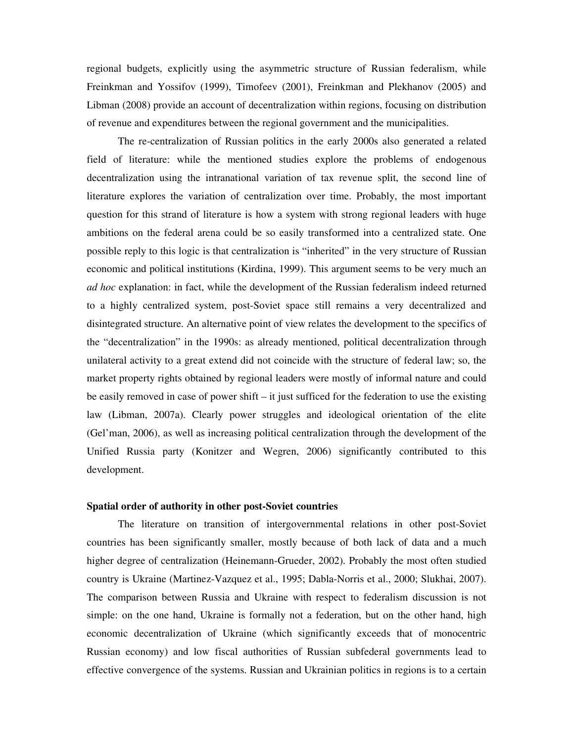regional budgets, explicitly using the asymmetric structure of Russian federalism, while Freinkman and Yossifov (1999), Timofeev (2001), Freinkman and Plekhanov (2005) and Libman (2008) provide an account of decentralization within regions, focusing on distribution of revenue and expenditures between the regional government and the municipalities.

The re-centralization of Russian politics in the early 2000s also generated a related field of literature: while the mentioned studies explore the problems of endogenous decentralization using the intranational variation of tax revenue split, the second line of literature explores the variation of centralization over time. Probably, the most important question for this strand of literature is how a system with strong regional leaders with huge ambitions on the federal arena could be so easily transformed into a centralized state. One possible reply to this logic is that centralization is "inherited" in the very structure of Russian economic and political institutions (Kirdina, 1999). This argument seems to be very much an *ad hoc* explanation: in fact, while the development of the Russian federalism indeed returned to a highly centralized system, post-Soviet space still remains a very decentralized and disintegrated structure. An alternative point of view relates the development to the specifics of the "decentralization" in the 1990s: as already mentioned, political decentralization through unilateral activity to a great extend did not coincide with the structure of federal law; so, the market property rights obtained by regional leaders were mostly of informal nature and could be easily removed in case of power shift – it just sufficed for the federation to use the existing law (Libman, 2007a). Clearly power struggles and ideological orientation of the elite (Gel'man, 2006), as well as increasing political centralization through the development of the Unified Russia party (Konitzer and Wegren, 2006) significantly contributed to this development.

**Spatial order of authority in other post-Soviet countries**

The literature on transition of intergovernmental relations in other post-Soviet countries has been significantly smaller, mostly because of both lack of data and a much higher degree of centralization (Heinemann-Grueder, 2002). Probably the most often studied country is Ukraine (Martinez-Vazquez et al., 1995; Dabla-Norris et al., 2000; Slukhai, 2007). The comparison between Russia and Ukraine with respect to federalism discussion is not simple: on the one hand, Ukraine is formally not a federation, but on the other hand, high economic decentralization of Ukraine (which significantly exceeds that of monocentric Russian economy) and low fiscal authorities of Russian subfederal governments lead to effective convergence of the systems. Russian and Ukrainian politics in regions is to a certain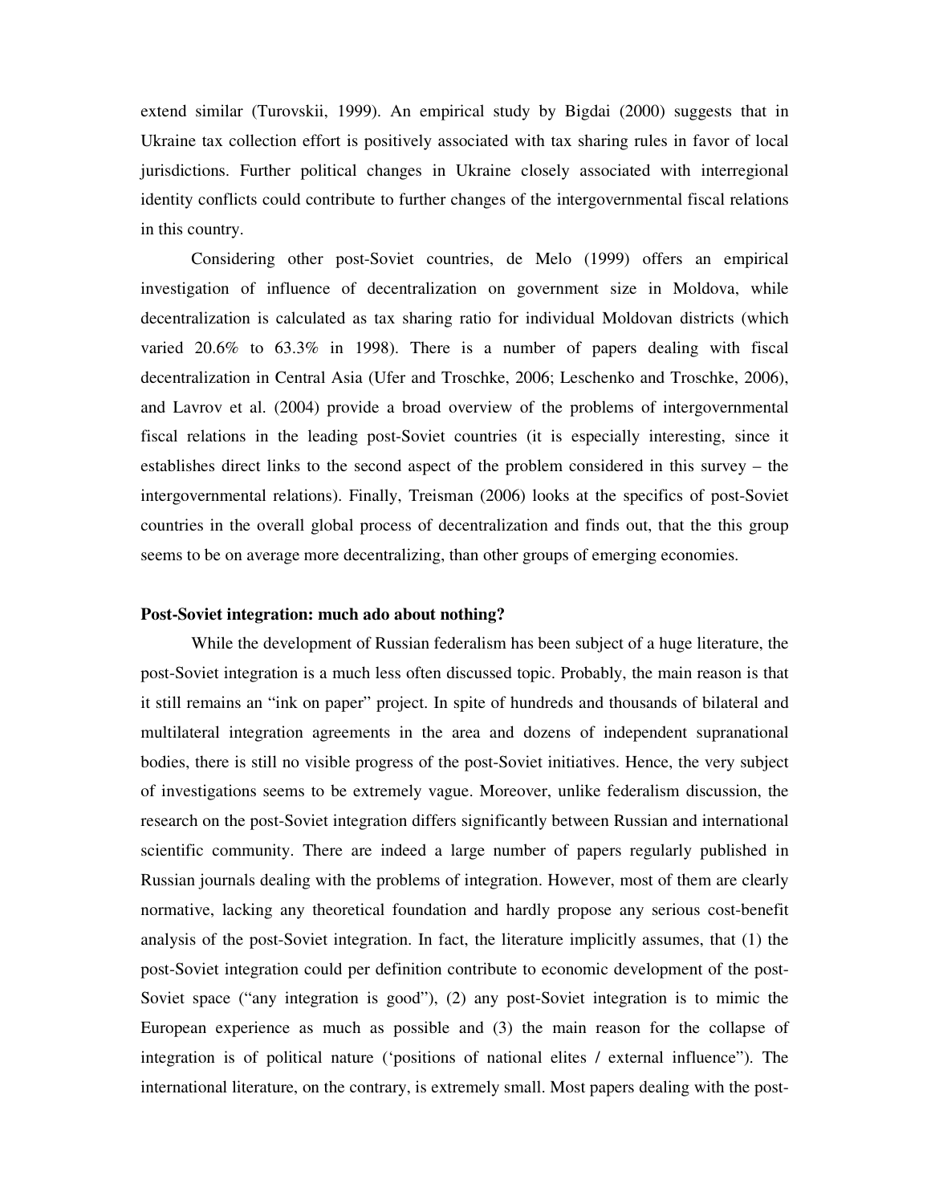extend similar (Turovskii, 1999). An empirical study by Bigdai (2000) suggests that in Ukraine tax collection effort is positively associated with tax sharing rules in favor of local jurisdictions. Further political changes in Ukraine closely associated with interregional identity conflicts could contribute to further changes of the intergovernmental fiscal relations in this country.

Considering other post-Soviet countries, de Melo (1999) offers an empirical investigation of influence of decentralization on government size in Moldova, while decentralization is calculated as tax sharing ratio for individual Moldovan districts (which varied 20.6% to 63.3% in 1998). There is a number of papers dealing with fiscal decentralization in Central Asia (Ufer and Troschke, 2006; Leschenko and Troschke, 2006), and Lavrov et al. (2004) provide a broad overview of the problems of intergovernmental fiscal relations in the leading post-Soviet countries (it is especially interesting, since it establishes direct links to the second aspect of the problem considered in this survey – the intergovernmental relations). Finally, Treisman (2006) looks at the specifics of post-Soviet countries in the overall global process of decentralization and finds out, that the this group seems to be on average more decentralizing, than other groups of emerging economies.

**Post-Soviet integration: much ado about nothing?**

While the development of Russian federalism has been subject of a huge literature, the post-Soviet integration is a much less often discussed topic. Probably, the main reason is that it still remains an "ink on paper" project. In spite of hundreds and thousands of bilateral and multilateral integration agreements in the area and dozens of independent supranational bodies, there is still no visible progress of the post-Soviet initiatives. Hence, the very subject of investigations seems to be extremely vague. Moreover, unlike federalism discussion, the research on the post-Soviet integration differs significantly between Russian and international scientific community. There are indeed a large number of papers regularly published in Russian journals dealing with the problems of integration. However, most of them are clearly normative, lacking any theoretical foundation and hardly propose any serious cost-benefit analysis of the post-Soviet integration. In fact, the literature implicitly assumes, that (1) the post-Soviet integration could per definition contribute to economic development of the post-Soviet space ("any integration is good"), (2) any post-Soviet integration is to mimic the European experience as much as possible and (3) the main reason for the collapse of integration is of political nature ('positions of national elites / external influence"). The international literature, on the contrary, is extremely small. Most papers dealing with the post-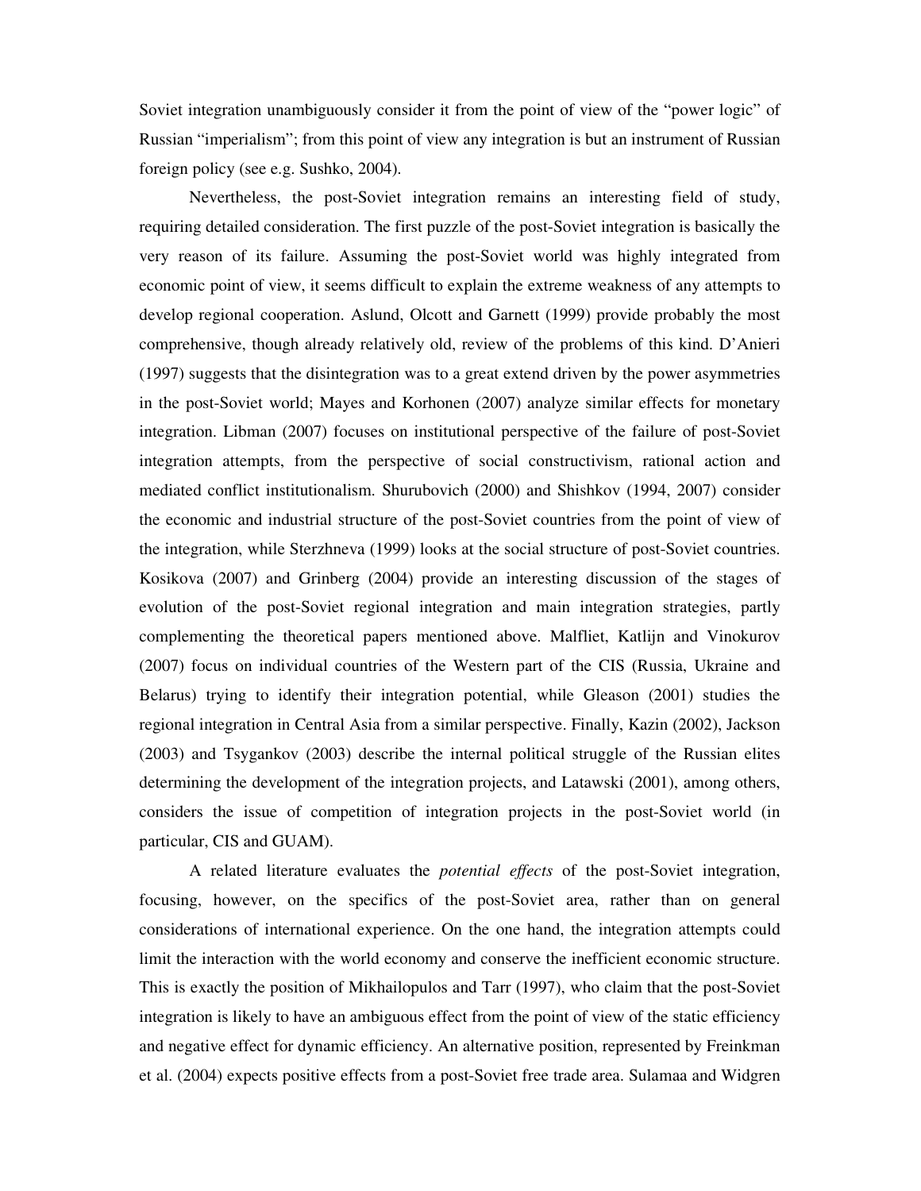Soviet integration unambiguously consider it from the point of view of the "power logic" of Russian "imperialism"; from this point of view any integration is but an instrument of Russian foreign policy (see e.g. Sushko, 2004).

Nevertheless, the post-Soviet integration remains an interesting field of study, requiring detailed consideration. The first puzzle of the post-Soviet integration is basically the very reason of its failure. Assuming the post-Soviet world was highly integrated from economic point of view, it seems difficult to explain the extreme weakness of any attempts to develop regional cooperation. Aslund, Olcott and Garnett (1999) provide probably the most comprehensive, though already relatively old, review of the problems of this kind. D'Anieri (1997) suggests that the disintegration was to a great extend driven by the power asymmetries in the post-Soviet world; Mayes and Korhonen (2007) analyze similar effects for monetary integration. Libman (2007) focuses on institutional perspective of the failure of post-Soviet integration attempts, from the perspective of social constructivism, rational action and mediated conflict institutionalism. Shurubovich (2000) and Shishkov (1994, 2007) consider the economic and industrial structure of the post-Soviet countries from the point of view of the integration, while Sterzhneva (1999) looks at the social structure of post-Soviet countries. Kosikova (2007) and Grinberg (2004) provide an interesting discussion of the stages of evolution of the post-Soviet regional integration and main integration strategies, partly complementing the theoretical papers mentioned above. Malfliet, Katlijn and Vinokurov (2007) focus on individual countries of the Western part of the CIS (Russia, Ukraine and Belarus) trying to identify their integration potential, while Gleason (2001) studies the regional integration in Central Asia from a similar perspective. Finally, Kazin (2002), Jackson (2003) and Tsygankov (2003) describe the internal political struggle of the Russian elites determining the development of the integration projects, and Latawski (2001), among others, considers the issue of competition of integration projects in the post-Soviet world (in particular, CIS and GUAM).

A related literature evaluates the *potential effects* of the post-Soviet integration, focusing, however, on the specifics of the post-Soviet area, rather than on general considerations of international experience. On the one hand, the integration attempts could limit the interaction with the world economy and conserve the inefficient economic structure. This is exactly the position of Mikhailopulos and Tarr (1997), who claim that the post-Soviet integration is likely to have an ambiguous effect from the point of view of the static efficiency and negative effect for dynamic efficiency. An alternative position, represented by Freinkman et al. (2004) expects positive effects from a post-Soviet free trade area. Sulamaa and Widgren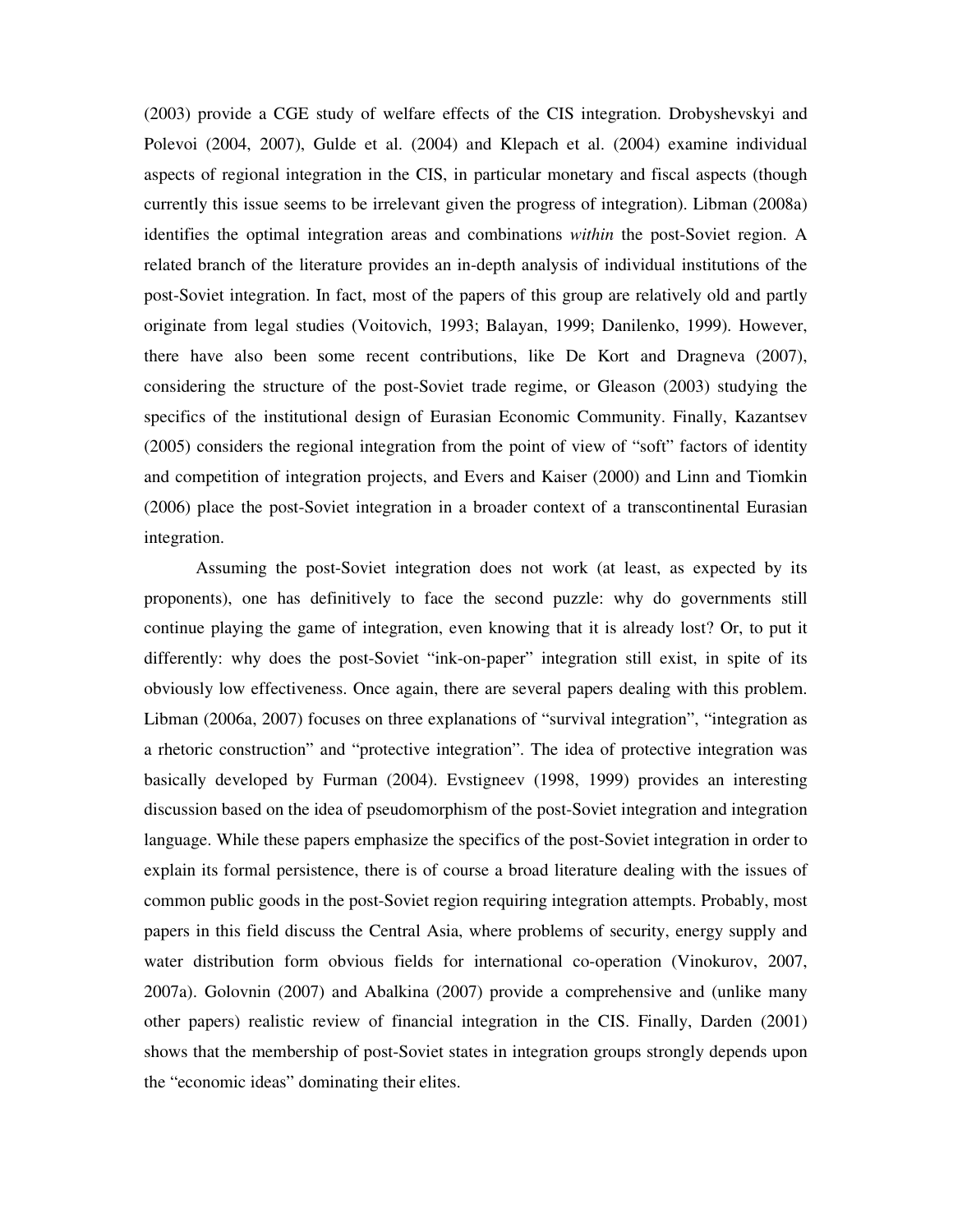(2003) provide a CGE study of welfare effects of the CIS integration. Drobyshevskyi and Polevoi (2004, 2007), Gulde et al. (2004) and Klepach et al. (2004) examine individual aspects of regional integration in the CIS, in particular monetary and fiscal aspects (though currently this issue seems to be irrelevant given the progress of integration). Libman (2008a) identifies the optimal integration areas and combinations *within* the post-Soviet region. A related branch of the literature provides an in-depth analysis of individual institutions of the post-Soviet integration. In fact, most of the papers of this group are relatively old and partly originate from legal studies (Voitovich, 1993; Balayan, 1999; Danilenko, 1999). However, there have also been some recent contributions, like De Kort and Dragneva (2007), considering the structure of the post-Soviet trade regime, or Gleason (2003) studying the specifics of the institutional design of Eurasian Economic Community. Finally, Kazantsev (2005) considers the regional integration from the point of view of "soft" factors of identity and competition of integration projects, and Evers and Kaiser (2000) and Linn and Tiomkin (2006) place the post-Soviet integration in a broader context of a transcontinental Eurasian integration.

Assuming the post-Soviet integration does not work (at least, as expected by its proponents), one has definitively to face the second puzzle: why do governments still continue playing the game of integration, even knowing that it is already lost? Or, to put it differently: why does the post-Soviet "ink-on-paper" integration still exist, in spite of its obviously low effectiveness. Once again, there are several papers dealing with this problem. Libman (2006a, 2007) focuses on three explanations of "survival integration", "integration as a rhetoric construction" and "protective integration". The idea of protective integration was basically developed by Furman (2004). Evstigneev (1998, 1999) provides an interesting discussion based on the idea of pseudomorphism of the post-Soviet integration and integration language. While these papers emphasize the specifics of the post-Soviet integration in order to explain its formal persistence, there is of course a broad literature dealing with the issues of common public goods in the post-Soviet region requiring integration attempts. Probably, most papers in this field discuss the Central Asia, where problems of security, energy supply and water distribution form obvious fields for international co-operation (Vinokurov, 2007, 2007a). Golovnin (2007) and Abalkina (2007) provide a comprehensive and (unlike many other papers) realistic review of financial integration in the CIS. Finally, Darden (2001) shows that the membership of post-Soviet states in integration groups strongly depends upon the "economic ideas" dominating their elites.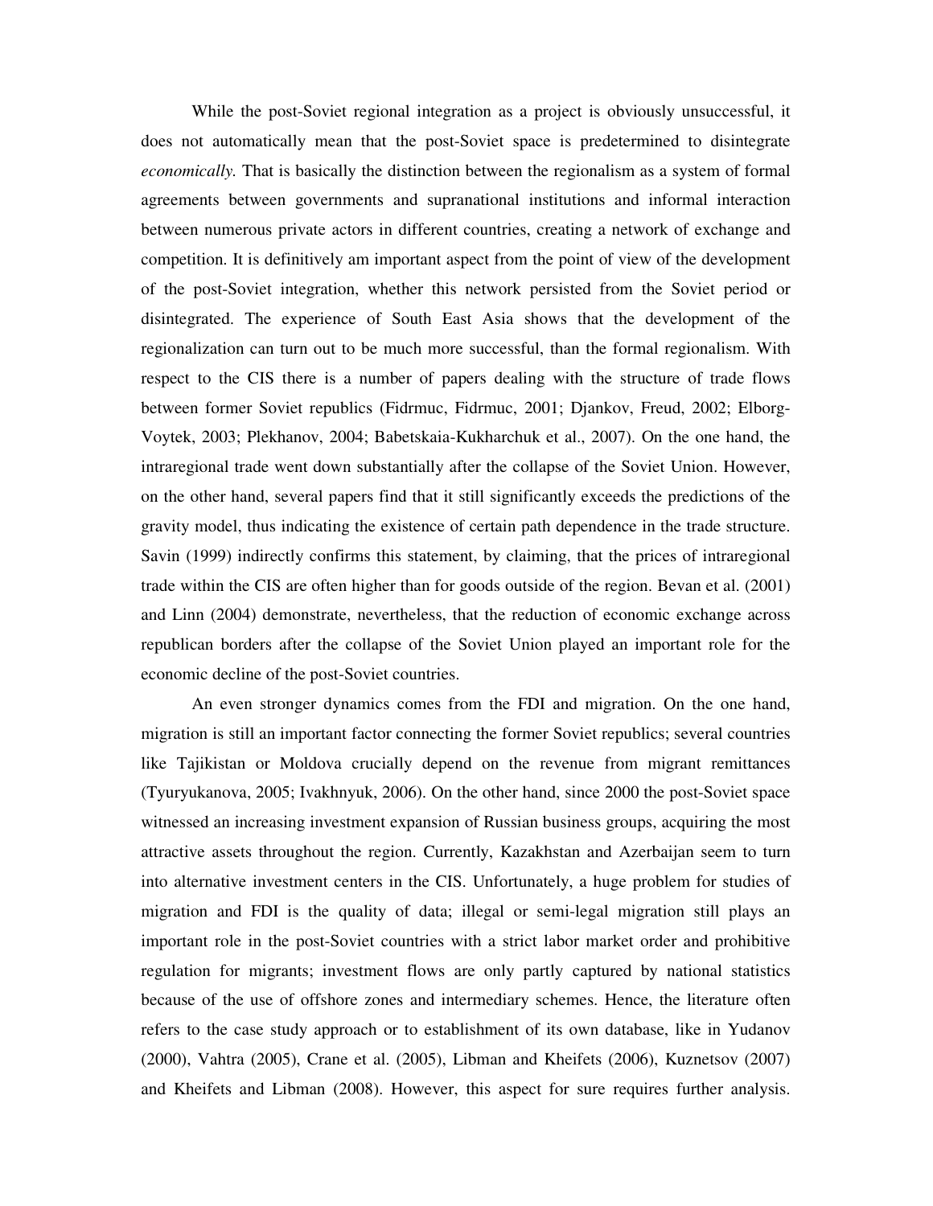While the post-Soviet regional integration as a project is obviously unsuccessful, it does not automatically mean that the post-Soviet space is predetermined to disintegrate *economically*. That is basically the distinction between the regionalism as a system of formal agreements between governments and supranational institutions and informal interaction between numerous private actors in different countries, creating a network of exchange and competition. It is definitively am important aspect from the point of view of the development of the post-Soviet integration, whether this network persisted from the Soviet period or disintegrated. The experience of South East Asia shows that the development of the regionalization can turn out to be much more successful, than the formal regionalism. With respect to the CIS there is a number of papers dealing with the structure of trade flows between former Soviet republics (Fidrmuc, Fidrmuc, 2001; Djankov, Freud, 2002; Elborg-Voytek, 2003; Plekhanov, 2004; Babetskaia-Kukharchuk et al., 2007). On the one hand, the intraregional trade went down substantially after the collapse of the Soviet Union. However, on the other hand, several papers find that it still significantly exceeds the predictions of the gravity model, thus indicating the existence of certain path dependence in the trade structure. Savin (1999) indirectly confirms this statement, by claiming, that the prices of intraregional trade within the CIS are often higher than for goods outside of the region. Bevan et al. (2001) and Linn (2004) demonstrate, nevertheless, that the reduction of economic exchange across republican borders after the collapse of the Soviet Union played an important role for the economic decline of the post-Soviet countries.

An even stronger dynamics comes from the FDI and migration. On the one hand, migration is still an important factor connecting the former Soviet republics; several countries like Tajikistan or Moldova crucially depend on the revenue from migrant remittances (Tyuryukanova, 2005; Ivakhnyuk, 2006). On the other hand, since 2000 the post-Soviet space witnessed an increasing investment expansion of Russian business groups, acquiring the most attractive assets throughout the region. Currently, Kazakhstan and Azerbaijan seem to turn into alternative investment centers in the CIS. Unfortunately, a huge problem for studies of migration and FDI is the quality of data; illegal or semi-legal migration still plays an important role in the post-Soviet countries with a strict labor market order and prohibitive regulation for migrants; investment flows are only partly captured by national statistics because of the use of offshore zones and intermediary schemes. Hence, the literature often refers to the case study approach or to establishment of its own database, like in Yudanov (2000), Vahtra (2005), Crane et al. (2005), Libman and Kheifets (2006), Kuznetsov (2007) and Kheifets and Libman (2008). However, this aspect for sure requires further analysis.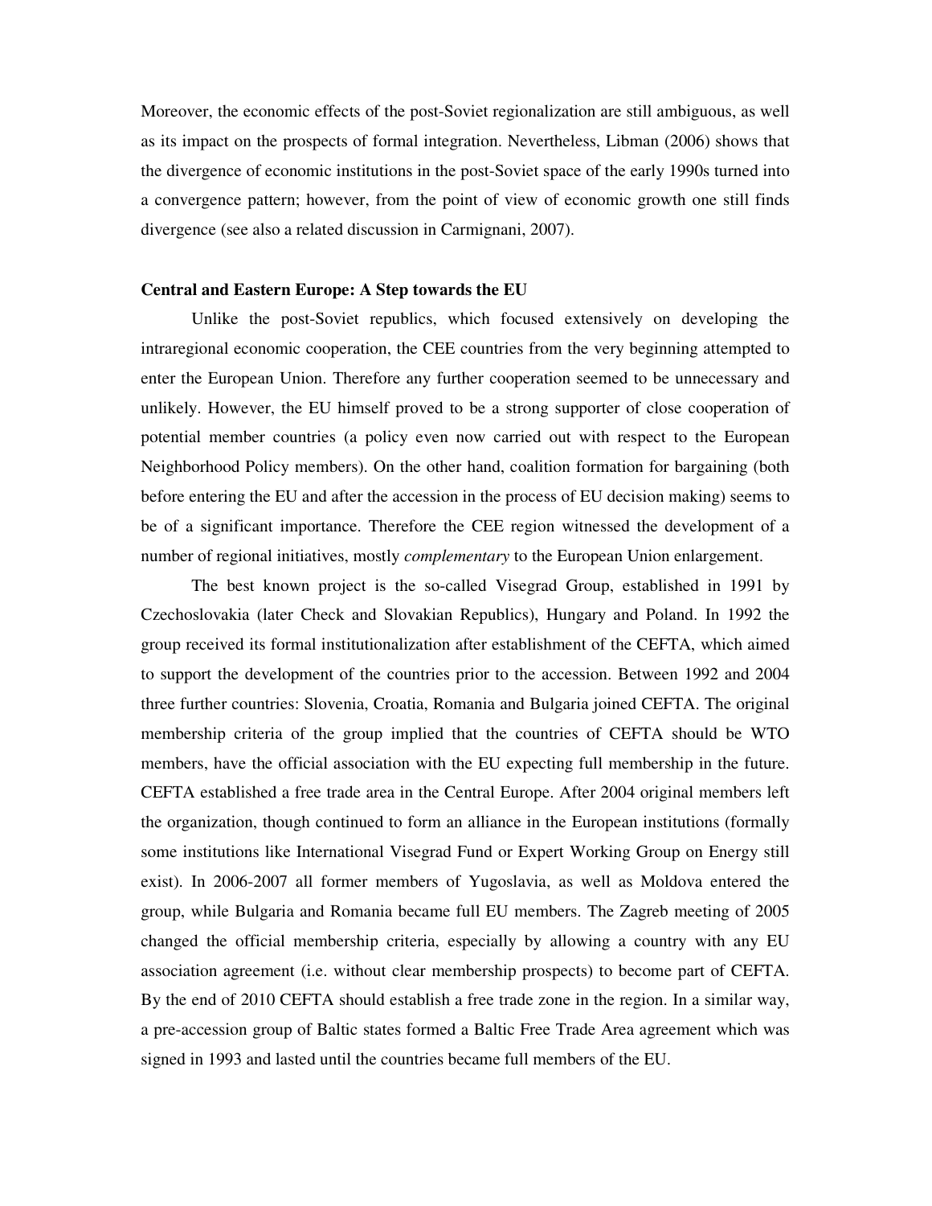Moreover, the economic effects of the post-Soviet regionalization are still ambiguous, as well as its impact on the prospects of formal integration. Nevertheless, Libman (2006) shows that the divergence of economic institutions in the post-Soviet space of the early 1990s turned into a convergence pattern; however, from the point of view of economic growth one still finds divergence (see also a related discussion in Carmignani, 2007).

## Central and Eastern Europe: A Step towards the EU

Unlike the post-Soviet republics, which focused extensively on developing the intraregional economic cooperation, the CEE countries from the very beginning attempted to enter the European Union. Therefore any further cooperation seemed to be unnecessary and unlikely. However, the EU himself proved to be a strong supporter of close cooperation of potential member countries (a policy even now carried out with respect to the European Neighborhood Policy members). On the other hand, coalition formation for bargaining (both before entering the EU and after the accession in the process of EU decision making) seems to be of a significant importance. Therefore the CEE region witnessed the development of a number of regional initiatives, mostly *complementary* to the European Union enlargement.

The best known project is the so-called Visegrad Group, established in 1991 by Czechoslovakia (later Check and Slovakian Republics), Hungary and Poland. In 1992 the group received its formal institutionalization after establishment of the CEFTA, which aimed to support the development of the countries prior to the accession. Between 1992 and 2004 three further countries: Slovenia, Croatia, Romania and Bulgaria joined CEFTA. The original membership criteria of the group implied that the countries of CEFTA should be WTO members, have the official association with the EU expecting full membership in the future. CEFTA established a free trade area in the Central Europe. After 2004 original members left the organization, though continued to form an alliance in the European institutions (formally some institutions like International Visegrad Fund or Expert Working Group on Energy still exist). In 2006-2007 all former members of Yugoslavia, as well as Moldova entered the group, while Bulgaria and Romania became full EU members. The Zagreb meeting of 2005 changed the official membership criteria, especially by allowing a country with any EU association agreement (i.e. without clear membership prospects) to become part of CEFTA. By the end of 2010 CEFTA should establish a free trade zone in the region. In a similar way, a pre-accession group of Baltic states formed a Baltic Free Trade Area agreement which was signed in 1993 and lasted until the countries became full members of the EU.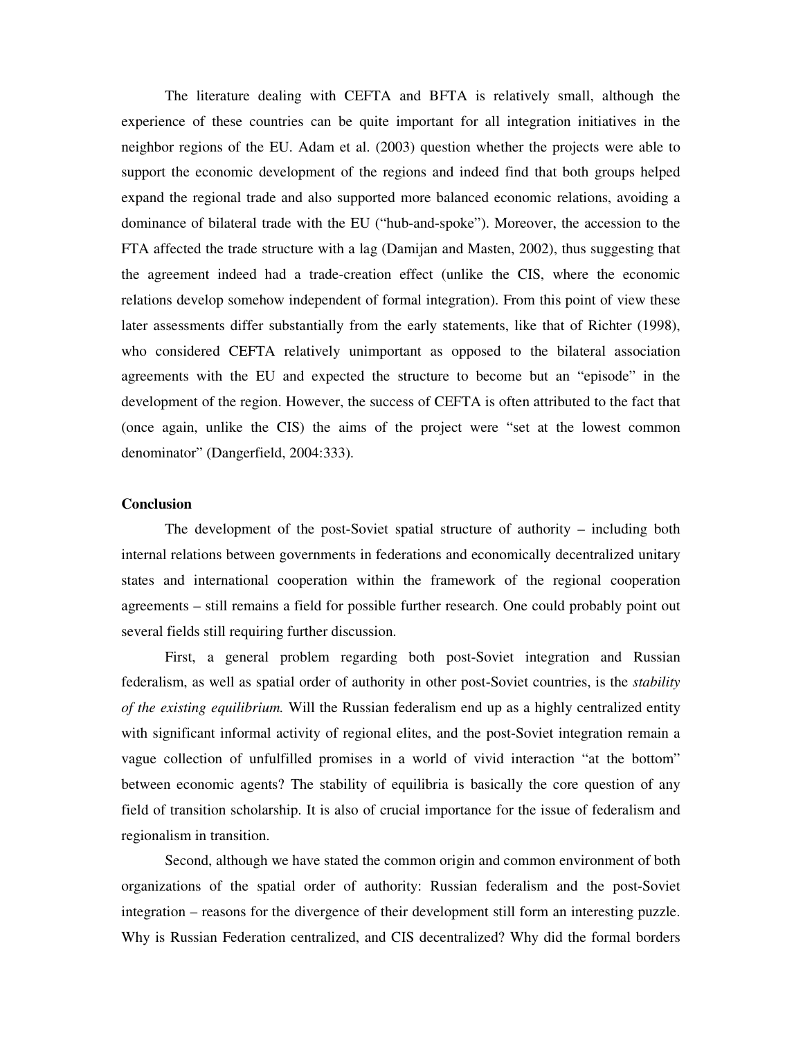The literature dealing with CEFTA and BFTA is relatively small, although the experience of these countries can be quite important for all integration initiatives in the neighbor regions of the EU. Adam et al. (2003) question whether the projects were able to support the economic development of the regions and indeed find that both groups helped expand the regional trade and also supported more balanced economic relations, avoiding a dominance of bilateral trade with the EU ("hub-and-spoke"). Moreover, the accession to the FTA affected the trade structure with a lag (Damijan and Masten, 2002), thus suggesting that the agreement indeed had a trade-creation effect (unlike the CIS, where the economic relations develop somehow independent of formal integration). From this point of view these later assessments differ substantially from the early statements, like that of Richter (1998), who considered CEFTA relatively unimportant as opposed to the bilateral association agreements with the EU and expected the structure to become but an "episode" in the development of the region. However, the success of CEFTA is often attributed to the fact that (once again, unlike the CIS) the aims of the project were "set at the lowest common denominator" (Dangerfield, 2004:333).

**Conclusion**

The development of the post-Soviet spatial structure of authority – including both internal relations between governments in federations and economically decentralized unitary states and international cooperation within the framework of the regional cooperation agreements – still remains a field for possible further research. One could probably point out several fields still requiring further discussion.

First, a general problem regarding both post-Soviet integration and Russian federalism, as well as spatial order of authority in other post-Soviet countries, is the *stability of the existing equilibrium.* Will the Russian federalism end up as a highly centralized entity with significant informal activity of regional elites, and the post-Soviet integration remain a vague collection of unfulfilled promises in a world of vivid interaction "at the bottom" between economic agents? The stability of equilibria is basically the core question of any field of transition scholarship. It is also of crucial importance for the issue of federalism and regionalism in transition.

Second, although we have stated the common origin and common environment of both organizations of the spatial order of authority: Russian federalism and the post-Soviet integration – reasons for the divergence of their development still form an interesting puzzle. Why is Russian Federation centralized, and CIS decentralized? Why did the formal borders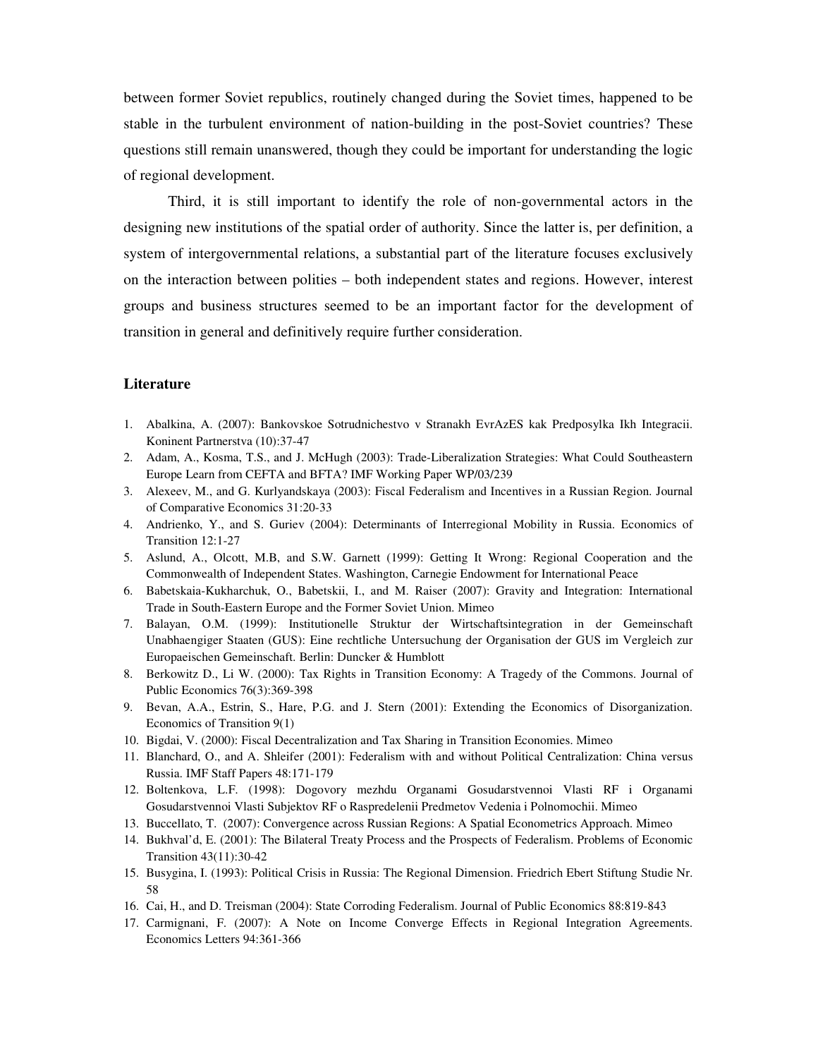between former Soviet republics, routinely changed during the Soviet times, happened to be stable in the turbulent environment of nation-building in the post-Soviet countries? These questions still remain unanswered, though they could be important for understanding the logic of regional development.

Third, it is still important to identify the role of non-governmental actors in the designing new institutions of the spatial order of authority. Since the latter is, per definition, a system of intergovernmental relations, a substantial part of the literature focuses exclusively on the interaction between polities – both independent states and regions. However, interest groups and business structures seemed to be an important factor for the development of transition in general and definitively require further consideration.

### Literature

1. Abalkina, A. (2007): Bankovskoe Sotrudnichestvo v Stranakh EvrAzES kak Predposylka Ikh Integracii. Koninent Partnerstva (10):37-47
2. Adam, A., Kosma, T.S., and J. McHugh (2003): Trade-Liberalization Strategies: What Could Southeastern Europe Learn from CEFTA and BFTA? IMF Working Paper WP/03/239
3. Alexeev, M., and G. Kurlyandskaya (2003): Fiscal Federalism and Incentives in a Russian Region. Journal of Comparative Economics 31:20-33
4. Andrienko, Y., and S. Guriev (2004): Determinants of Interregional Mobility in Russia. Economics of Transition 12:1-27
5. Aslund, A., Olcott, M.B, and S.W. Garnett (1999): Getting It Wrong: Regional Cooperation and the Commonwealth of Independent States. Washington, Carnegie Endowment for International Peace
6. Babetskaia-Kukharchuk, O., Babetskii, I., and M. Raiser (2007): Gravity and Integration: International Trade in South-Eastern Europe and the Former Soviet Union. Mimeo
7. Balayan, O.M. (1999): Institutionelle Struktur der Wirtschaftsintegration in der Gemeinschaft Unabhaengiger Staaten (GUS): Eine rechtliche Untersuchung der Organisation der GUS im Vergleich zur Europaeischen Gemeinschaft. Berlin: Duncker & Humblott
8. Berkowitz D., Li W. (2000): Tax Rights in Transition Economy: A Tragedy of the Commons. Journal of Public Economics 76(3):369-398
9. Bevan, A.A., Estrin, S., Hare, P.G. and J. Stern (2001): Extending the Economics of Disorganization. Economics of Transition 9(1)
10. Bigdai, V. (2000): Fiscal Decentralization and Tax Sharing in Transition Economies. Mimeo
11. Blanchard, O., and A. Shleifer (2001): Federalism with and without Political Centralization: China versus Russia. IMF Staff Papers 48:171-179
12. Boltenkova, L.F. (1998): Dogovory mezhdu Organami Gosudarstvennoi Vlasti RF i Organami Gosudarstvennoi Vlasti Subjektov RF o Raspredelenii Predmetov Vedenia i Polnomochii. Mimeo
13. Buccellato, T. (2007): Convergence across Russian Regions: A Spatial Econometrics Approach. Mimeo
14. Bukhval'd, E. (2001): The Bilateral Treaty Process and the Prospects of Federalism. Problems of Economic Transition 43(11):30-42
15. Busygina, I. (1993): Political Crisis in Russia: The Regional Dimension. Friedrich Ebert Stiftung Studie Nr. 58
16. Cai, H., and D. Treisman (2004): State Corroding Federalism. Journal of Public Economics 88:819-843
17. Carmignani, F. (2007): A Note on Income Converge Effects in Regional Integration Agreements. Economics Letters 94:361-366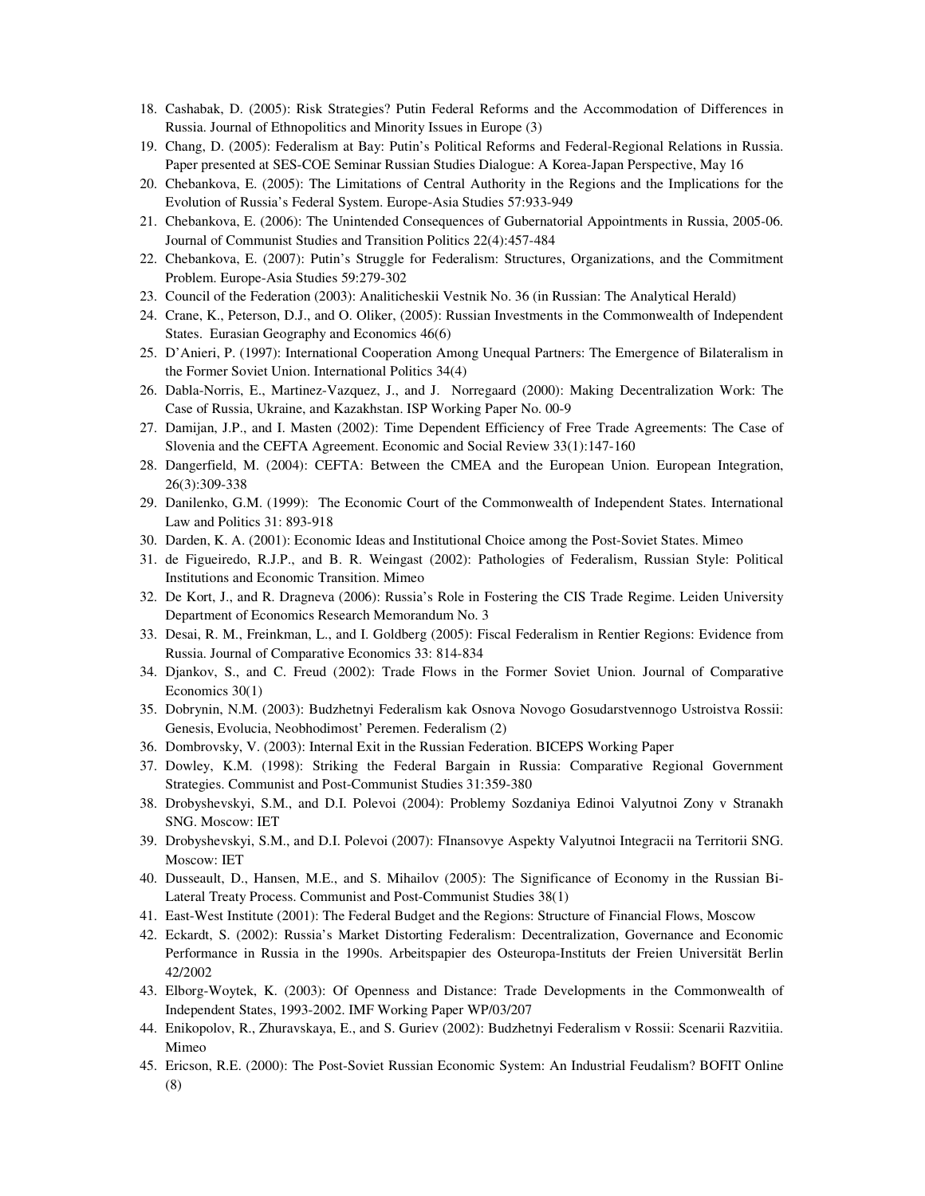18. Cashabak, D. (2005): Risk Strategies? Putin Federal Reforms and the Accommodation of Differences in Russia. Journal of Ethnopolitics and Minority Issues in Europe (3)
19. Chang, D. (2005): Federalism at Bay: Putin's Political Reforms and Federal-Regional Relations in Russia. Paper presented at SES-COE Seminar Russian Studies Dialogue: A Korea-Japan Perspective, May 16
20. Chebankova, E. (2005): The Limitations of Central Authority in the Regions and the Implications for the Evolution of Russia's Federal System. Europe-Asia Studies 57:933-949
21. Chebankova, E. (2006): The Unintended Consequences of Gubernatorial Appointments in Russia, 2005-06. Journal of Communist Studies and Transition Politics 22(4):457-484
22. Chebankova, E. (2007): Putin's Struggle for Federalism: Structures, Organizations, and the Commitment Problem. Europe-Asia Studies 59:279-302
23. Council of the Federation (2003): Analiticheskii Vestnik No. 36 (in Russian: The Analytical Herald)
24. Crane, K., Peterson, D.J., and O. Oliker, (2005): Russian Investments in the Commonwealth of Independent States. Eurasian Geography and Economics 46(6)
25. D'Anieri, P. (1997): International Cooperation Among Unequal Partners: The Emergence of Bilateralism in the Former Soviet Union. International Politics 34(4)
26. Dabla-Norris, E., Martinez-Vazquez, J., and J. Norregaard (2000): Making Decentralization Work: The Case of Russia, Ukraine, and Kazakhstan. ISP Working Paper No. 00-9
27. Damijan, J.P., and I. Masten (2002): Time Dependent Efficiency of Free Trade Agreements: The Case of Slovenia and the CEFTA Agreement. Economic and Social Review 33(1):147-160
28. Dangerfield, M. (2004): CEFTA: Between the CMEA and the European Union. European Integration, 26(3):309-338
29. Danilenko, G.M. (1999): The Economic Court of the Commonwealth of Independent States. International Law and Politics 31: 893-918
30. Darden, K. A. (2001): Economic Ideas and Institutional Choice among the Post-Soviet States. Mimeo
31. de Figueiredo, R.J.P., and B. R. Weingast (2002): Pathologies of Federalism, Russian Style: Political Institutions and Economic Transition. Mimeo
32. De Kort, J., and R. Dragneva (2006): Russia's Role in Fostering the CIS Trade Regime. Leiden University Department of Economics Research Memorandum No. 3
33. Desai, R. M., Freinkman, L., and I. Goldberg (2005): Fiscal Federalism in Rentier Regions: Evidence from Russia. Journal of Comparative Economics 33: 814-834
34. Djankov, S., and C. Freud (2002): Trade Flows in the Former Soviet Union. Journal of Comparative Economics 30(1)
35. Dobrynin, N.M. (2003): Budzhetnyi Federalism kak Osnova Novogo Gosudarstvennogo Ustroistva Rossii: Genesis, Evolucia, Neobhodimost' Peremen. Federalism (2)
36. Dombrovsky, V. (2003): Internal Exit in the Russian Federation. BICEPS Working Paper
37. Dowley, K.M. (1998): Striking the Federal Bargain in Russia: Comparative Regional Government Strategies. Communist and Post-Communist Studies 31:359-380
38. Drobyshevskyi, S.M., and D.I. Polevoi (2004): Problemy Sozdaniya Edinoi Valyutnoi Zony v Stranakh SNG. Moscow: IET
39. Drobyshevskyi, S.M., and D.I. Polevoi (2007): FInansovye Aspekty Valyutnoi Integracii na Territorii SNG. Moscow: IET
40. Dusseault, D., Hansen, M.E., and S. Mihailov (2005): The Significance of Economy in the Russian Bi-Lateral Treaty Process. Communist and Post-Communist Studies 38(1)
41. East-West Institute (2001): The Federal Budget and the Regions: Structure of Financial Flows, Moscow
42. Eckardt, S. (2002): Russia's Market Distorting Federalism: Decentralization, Governance and Economic Performance in Russia in the 1990s. Arbeitspapier des Osteuropa-Instituts der Freien Universität Berlin 42/2002
43. Elborg-Woytek, K. (2003): Of Openness and Distance: Trade Developments in the Commonwealth of Independent States, 1993-2002. IMF Working Paper WP/03/207
44. Enikopolov, R., Zhuravskaya, E., and S. Guriev (2002): Budzhetnyi Federalism v Rossii: Scenarii Razvitiia. Mimeo
45. Ericson, R.E. (2000): The Post-Soviet Russian Economic System: An Industrial Feudalism? BOFIT Online (8)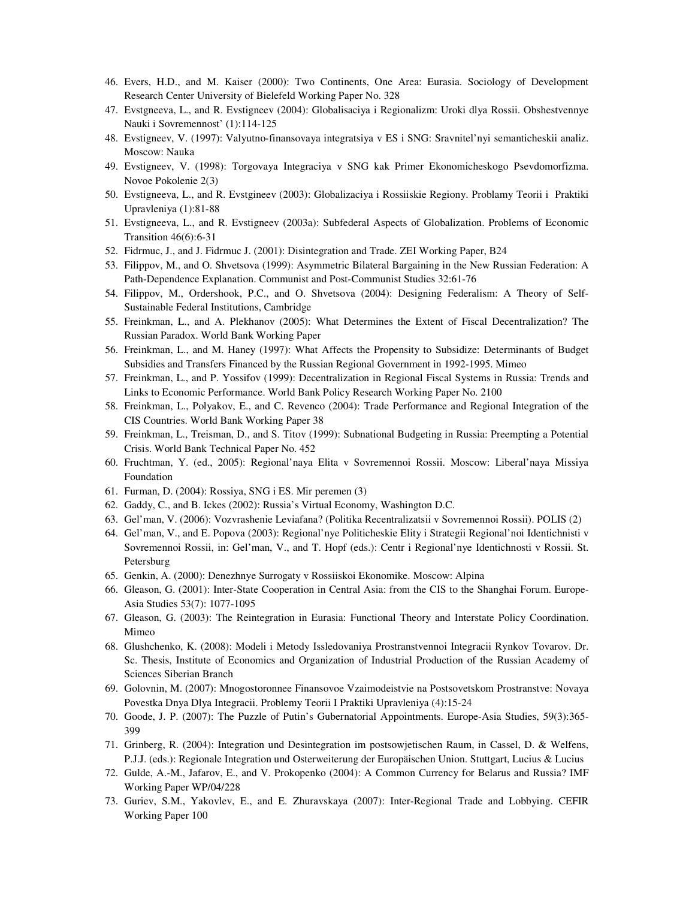46. Evers, H.D., and M. Kaiser (2000): Two Continents, One Area: Eurasia. Sociology of Development Research Center University of Bielefeld Working Paper No. 328
47. Evstgneeva, L., and R. Evstigneev (2004): Globalisaciya i Regionalizm: Uroki dlya Rossii. Obshestvennye Nauki i Sovremennost' (1):114-125
48. Evstigneev, V. (1997): Valyutno-finansovaya integratsiya v ES i SNG: Sravnitel'nyi semanticheskii analiz. Moscow: Nauka
49. Evstigneev, V. (1998): Torgovaya Integraciya v SNG kak Primer Ekonomicheskogo Psevdomorfizma. Novoe Pokolenie 2(3)
50. Evstigneeva, L., and R. Evstgineev (2003): Globalizaciya i Rossiiskie Regiony. Problamy Teorii i Praktiki Upravleniya (1):81-88
51. Evstigneeva, L., and R. Evstigneev (2003a): Subfederal Aspects of Globalization. Problems of Economic Transition 46(6):6-31
52. Fidrmuc, J., and J. Fidrmuc J. (2001): Disintegration and Trade. ZEI Working Paper, B24
53. Filippov, M., and O. Shvetsova (1999): Asymmetric Bilateral Bargaining in the New Russian Federation: A Path-Dependence Explanation. Communist and Post-Communist Studies 32:61-76
54. Filippov, M., Ordershook, P.C., and O. Shvetsova (2004): Designing Federalism: A Theory of Self-Sustainable Federal Institutions, Cambridge
55. Freinkman, L., and A. Plekhanov (2005): What Determines the Extent of Fiscal Decentralization? The Russian Paradox. World Bank Working Paper
56. Freinkman, L., and M. Haney (1997): What Affects the Propensity to Subsidize: Determinants of Budget Subsidies and Transfers Financed by the Russian Regional Government in 1992-1995. Mimeo
57. Freinkman, L., and P. Yossifov (1999): Decentralization in Regional Fiscal Systems in Russia: Trends and Links to Economic Performance. World Bank Policy Research Working Paper No. 2100
58. Freinkman, L., Polyakov, E., and C. Revenco (2004): Trade Performance and Regional Integration of the CIS Countries. World Bank Working Paper 38
59. Freinkman, L., Treisman, D., and S. Titov (1999): Subnational Budgeting in Russia: Preempting a Potential Crisis. World Bank Technical Paper No. 452
60. Fruchtman, Y. (ed., 2005): Regional'naya Elita v Sovremennoi Rossii. Moscow: Liberal'naya Missiya Foundation
61. Furman, D. (2004): Rossiya, SNG i ES. Mir peremen (3)
62. Gaddy, C., and B. Ickes (2002): Russia's Virtual Economy, Washington D.C.
63. Gel'man, V. (2006): Vozvrashenie Leviafana? (Politika Recentralizatsii v Sovremennoi Rossii). POLIS (2)
64. Gel'man, V., and E. Popova (2003): Regional'nye Politicheskie Elity i Strategii Regional'noi Identichnisti v Sovremennoi Rossii, in: Gel'man, V., and T. Hopf (eds.): Centr i Regional'nye Identichnosti v Rossii. St. Petersburg
65. Genkin, A. (2000): Denezhnye Surrogaty v Rossiiskoi Ekonomike. Moscow: Alpina
66. Gleason, G. (2001): Inter-State Cooperation in Central Asia: from the CIS to the Shanghai Forum. Europe-Asia Studies 53(7): 1077-1095
67. Gleason, G. (2003): The Reintegration in Eurasia: Functional Theory and Interstate Policy Coordination. Mimeo
68. Glushchenko, K. (2008): Modeli i Metody Issledovaniya Prostranstvennoi Integracii Rynkov Tovarov. Dr. Sc. Thesis, Institute of Economics and Organization of Industrial Production of the Russian Academy of Sciences Siberian Branch
69. Golovnin, M. (2007): Mnogostoronnee Finansovoe Vzaimodeistvie na Postsovetskom Prostranstve: Novaya Povestka Dnya Dlya Integracii. Problemy Teorii I Praktiki Upravleniya (4):15-24
70. Goode, J. P. (2007): The Puzzle of Putin's Gubernatorial Appointments. Europe-Asia Studies, 59(3):365-399
71. Grinberg, R. (2004): Integration und Desintegration im postsowjetischen Raum, in Cassel, D. & Welfens, P.J.J. (eds.): Regionale Integration und Osterweiterung der Europäischen Union. Stuttgart, Lucius & Lucius
72. Gulde, A.-M., Jafarov, E., and V. Prokopenko (2004): A Common Currency for Belarus and Russia? IMF Working Paper WP/04/228
73. Guriev, S.M., Yakovlev, E., and E. Zhuravskaya (2007): Inter-Regional Trade and Lobbying. CEFIR Working Paper 100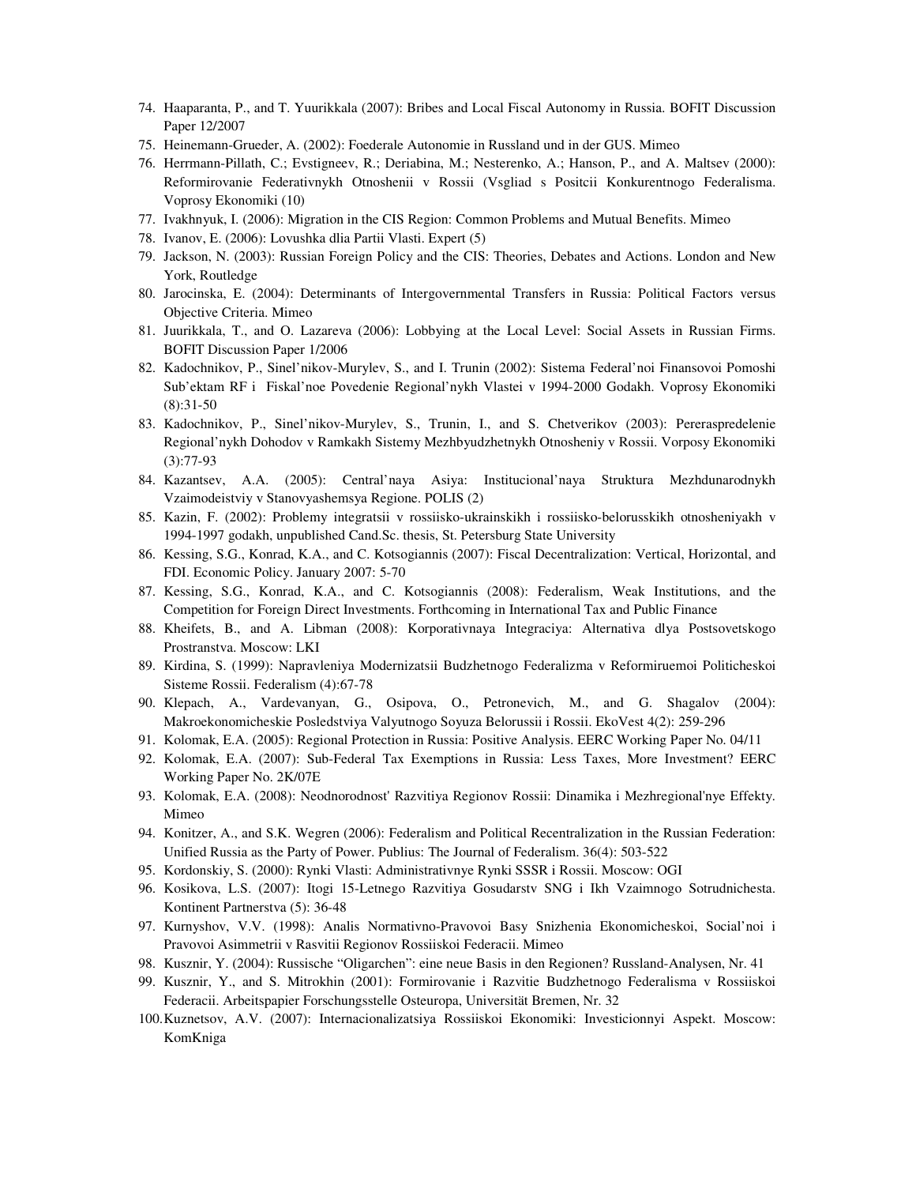74. Haaparanta, P., and T. Yuurikkala (2007): Bribes and Local Fiscal Autonomy in Russia. BOFIT Discussion Paper 12/2007
75. Heinemann-Grueder, A. (2002): Foederale Autonomie in Russland und in der GUS. Mimeo
76. Herrmann-Pillath, C.; Evstigneev, R.; Deriabina, M.; Nesterenko, A.; Hanson, P., and A. Maltsev (2000): Reformirovanie Federativnykh Otnoshenii v Rossii (Vsgliad s Positcii Konkurentnogo Federalisma. Voprosy Ekonomiki (10)
77. Ivakhnyuk, I. (2006): Migration in the CIS Region: Common Problems and Mutual Benefits. Mimeo
78. Ivanov, E. (2006): Lovushka dlia Partii Vlasti. Expert (5)
79. Jackson, N. (2003): Russian Foreign Policy and the CIS: Theories, Debates and Actions. London and New York, Routledge
80. Jarocinska, E. (2004): Determinants of Intergovernmental Transfers in Russia: Political Factors versus Objective Criteria. Mimeo
81. Juurikkala, T., and O. Lazareva (2006): Lobbying at the Local Level: Social Assets in Russian Firms. BOFIT Discussion Paper 1/2006
82. Kadochnikov, P., Sinel'nikov-Murylev, S., and I. Trunin (2002): Sistema Federal'noi Finansovoi Pomoshi Sub'ektam RF i Fiskal'noe Povedenie Regional'nykh Vlastei v 1994-2000 Godakh. Voprosy Ekonomiki (8):31-50
83. Kadochnikov, P., Sinel'nikov-Murylev, S., Trunin, I., and S. Chetverikov (2003): Pereraspredelenie Regional'nykh Dohodov v Ramkakh Sistemy Mezhbyudzhetnykh Otnosheniy v Rossii. Vorposy Ekonomiki (3):77-93
84. Kazantsev, A.A. (2005): Central'naya Asiya: Institucional'naya Struktura Mezhdunarodnykh Vzaimodeistviy v Stanovyashemsya Regione. POLIS (2)
85. Kazin, F. (2002): Problemy integratsii v rossiisko-ukrainskikh i rossiisko-belorusskikh otnosheniyakh v 1994-1997 godakh, unpublished Cand.Sc. thesis, St. Petersburg State University
86. Kessing, S.G., Konrad, K.A., and C. Kotsogiannis (2007): Fiscal Decentralization: Vertical, Horizontal, and FDI. Economic Policy. January 2007: 5-70
87. Kessing, S.G., Konrad, K.A., and C. Kotsogiannis (2008): Federalism, Weak Institutions, and the Competition for Foreign Direct Investments. Forthcoming in International Tax and Public Finance
88. Kheifets, B., and A. Libman (2008): Korporativnaya Integraciya: Alternativa dlya Postsovetskogo Prostranstva. Moscow: LKI
89. Kirdina, S. (1999): Napravleniya Modernizatsii Budzhetnogo Federalizma v Reformiruemoi Politicheskoi Sisteme Rossii. Federalism (4):67-78
90. Klepach, A., Vardevanyan, G., Osipova, O., Petronevich, M., and G. Shagalov (2004): Makroekonomicheskie Posledstviya Valyutnogo Soyuza Belorussii i Rossii. EkoVest 4(2): 259-296
91. Kolomak, E.A. (2005): Regional Protection in Russia: Positive Analysis. EERC Working Paper No. 04/11
92. Kolomak, E.A. (2007): Sub-Federal Tax Exemptions in Russia: Less Taxes, More Investment? EERC Working Paper No. 2K/07E
93. Kolomak, E.A. (2008): Neodnorodnost' Razvitiya Regionov Rossii: Dinamika i Mezhregional'nye Effekty. Mimeo
94. Konitzer, A., and S.K. Wegren (2006): Federalism and Political Recentralization in the Russian Federation: Unified Russia as the Party of Power. Publius: The Journal of Federalism. 36(4): 503-522
95. Kordonskiy, S. (2000): Rynki Vlasti: Administrativnye Rynki SSSR i Rossii. Moscow: OGI
96. Kosikova, L.S. (2007): Itogi 15-Letnego Razvitiya Gosudarstv SNG i Ikh Vzaimnogo Sotrudnichesta. Kontinent Partnerstva (5): 36-48
97. Kurnyshov, V.V. (1998): Analis Normativno-Pravovoi Basy Snizhenia Ekonomicheskoi, Social'noi i Pravovoi Asimmetrii v Rasvitii Regionov Rossiiskoi Federacii. Mimeo
98. Kusznir, Y. (2004): Russische "Oligarchen": eine neue Basis in den Regionen? Russland-Analysen, Nr. 41
99. Kusznir, Y., and S. Mitrokhin (2001): Formirovanie i Razvitie Budzhetnogo Federalisma v Rossiiskoi Federacii. Arbeitspapier Forschungsstelle Osteuropa, Universität Bremen, Nr. 32
100. Kuznetsov, A.V. (2007): Internacionalizatsiya Rossiiskoi Ekonomiki: Investicionnyi Aspekt. Moscow: KomKniga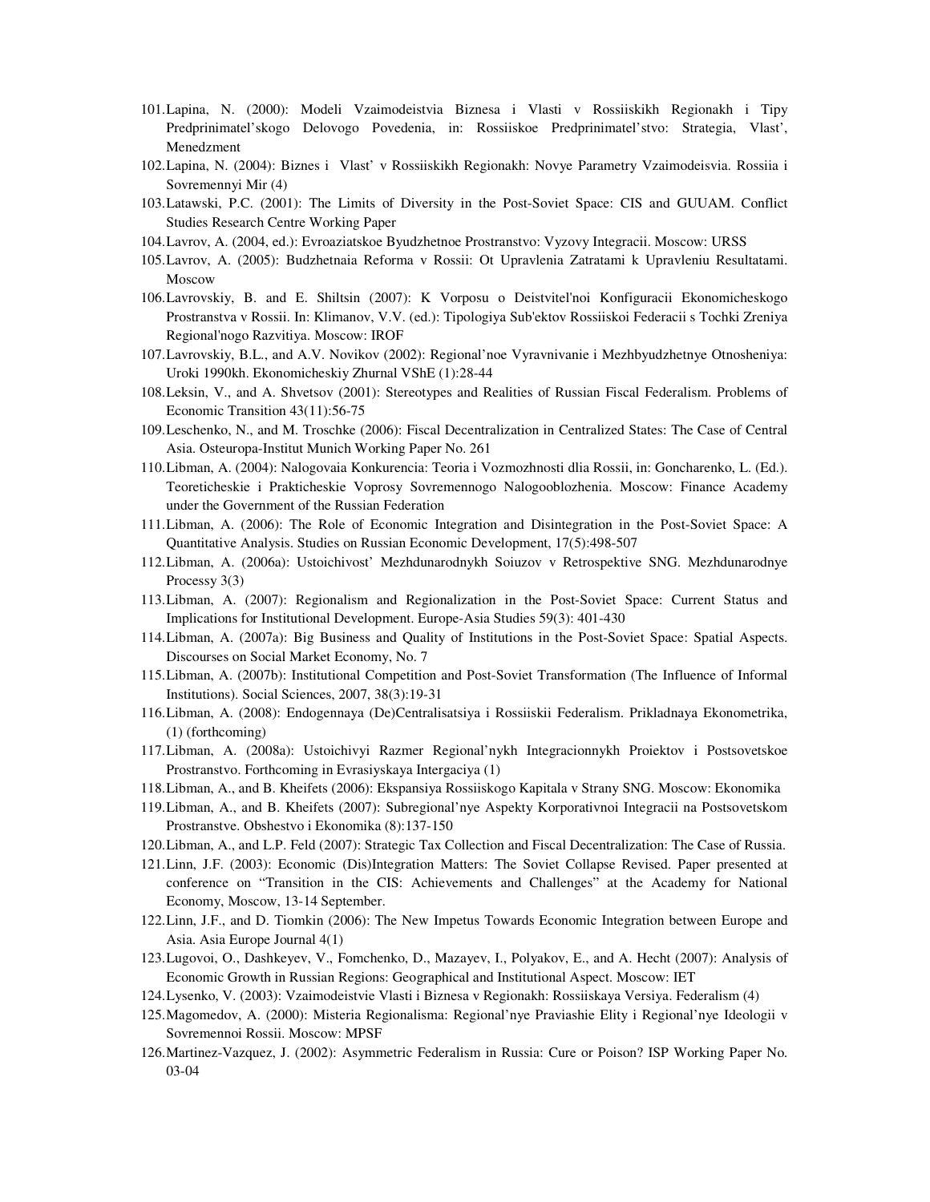101. Lapina, N. (2000): Modeli Vzaimodeistvia Biznesa i Vlasti v Rossiiskikh Regionakh i Tipy Predprinimatel'skogo Delovogo Povedenia, in: Rossiiskoe Predprinimatel'stvo: Strategia, Vlast', Menedzment
102. Lapina, N. (2004): Biznes i Vlast' v Rossiiskikh Regionakh: Novye Parametry Vzaimodeisvia. Rossiia i Sovremennyi Mir (4)
103. Latawski, P.C. (2001): The Limits of Diversity in the Post-Soviet Space: CIS and GUUAM. Conflict Studies Research Centre Working Paper
104. Lavrov, A. (2004, ed.): Evroaziatskoe Byudzhetnoe Prostranstvo: Vyzovy Integracii. Moscow: URSS
105. Lavrov, A. (2005): Budzhetnaia Reforma v Rossii: Ot Upravlenia Zatratami k Upravleniu Resultatami. Moscow
106. Lavrovskiy, B. and E. Shiltsin (2007): K Vorposu o Deistvitel'noi Konfiguracii Ekonomicheskogo Prostranstva v Rossii. In: Klimanov, V.V. (ed.): Tipologiya Sub'ektov Rossiiskoi Federacii s Tochki Zreniya Regional'nogo Razvitiya. Moscow: IROF
107. Lavrovskiy, B.L., and A.V. Novikov (2002): Regional'noe Vyravnivanie i Mezhbyudzhetnye Otnosheniya: Uroki 1990kh. Ekonomicheskiy Zhurnal VShE (1):28-44
108. Leksin, V., and A. Shvetsov (2001): Stereotypes and Realities of Russian Fiscal Federalism. Problems of Economic Transition 43(11):56-75
109. Leschenko, N., and M. Troschke (2006): Fiscal Decentralization in Centralized States: The Case of Central Asia. Osteuropa-Institut Munich Working Paper No. 261
110. Libman, A. (2004): Nalogovaia Konkurencia: Teoria i Vozmozhnosti dlia Rossii, in: Goncharenko, L. (Ed.). Teoreticheskie i Prakticheskie Voprosy Sovremennogo Nalogooblozhenia. Moscow: Finance Academy under the Government of the Russian Federation
111. Libman, A. (2006): The Role of Economic Integration and Disintegration in the Post-Soviet Space: A Quantitative Analysis. Studies on Russian Economic Development, 17(5):498-507
112. Libman, A. (2006a): Ustoichivost' Mezhdunarodnykh Soiuzov v Retrospektive SNG. Mezhdunarodnye Processy 3(3)
113. Libman, A. (2007): Regionalism and Regionalization in the Post-Soviet Space: Current Status and Implications for Institutional Development. Europe-Asia Studies 59(3): 401-430
114. Libman, A. (2007a): Big Business and Quality of Institutions in the Post-Soviet Space: Spatial Aspects. Discourses on Social Market Economy, No. 7
115. Libman, A. (2007b): Institutional Competition and Post-Soviet Transformation (The Influence of Informal Institutions). Social Sciences, 2007, 38(3):19-31
116. Libman, A. (2008): Endogennaya (De)Centralisatsiya i Rossiiskii Federalism. Prikladnaya Ekonometrika, (1) (forthcoming)
117. Libman, A. (2008a): Ustoichivyi Razmer Regional'nykh Integracionnykh Proiektov i Postsovetskoe Prostranstvo. Forthcoming in Evrasiyskaya Intergaciya (1)
118. Libman, A., and B. Kheifets (2006): Ekspansiya Rossiiskogo Kapitala v Strany SNG. Moscow: Ekonomika
119. Libman, A., and B. Kheifets (2007): Subregional'nye Aspekty Korporativnoi Integracii na Postsovetskom Prostranstve. Obshestvo i Ekonomika (8):137-150
120. Libman, A., and L.P. Feld (2007): Strategic Tax Collection and Fiscal Decentralization: The Case of Russia.
121. Linn, J.F. (2003): Economic (Dis)Integration Matters: The Soviet Collapse Revised. Paper presented at conference on "Transition in the CIS: Achievements and Challenges" at the Academy for National Economy, Moscow, 13-14 September.
122. Linn, J.F., and D. Tiomkin (2006): The New Impetus Towards Economic Integration between Europe and Asia. Asia Europe Journal 4(1)
123. Lugovoi, O., Dashkeyev, V., Fomchenko, D., Mazayev, I., Polyakov, E., and A. Hecht (2007): Analysis of Economic Growth in Russian Regions: Geographical and Institutional Aspect. Moscow: IET
124. Lysenko, V. (2003): Vzaimodeistvie Vlasti i Biznesa v Regionakh: Rossiiskaya Versiya. Federalism (4)
125. Magomedov, A. (2000): Misteria Regionalisma: Regional'nye Praviashie Elity i Regional'nye Ideologii v Sovremennoi Rossii. Moscow: MPSF
126. Martinez-Vazquez, J. (2002): Asymmetric Federalism in Russia: Cure or Poison? ISP Working Paper No. 03-04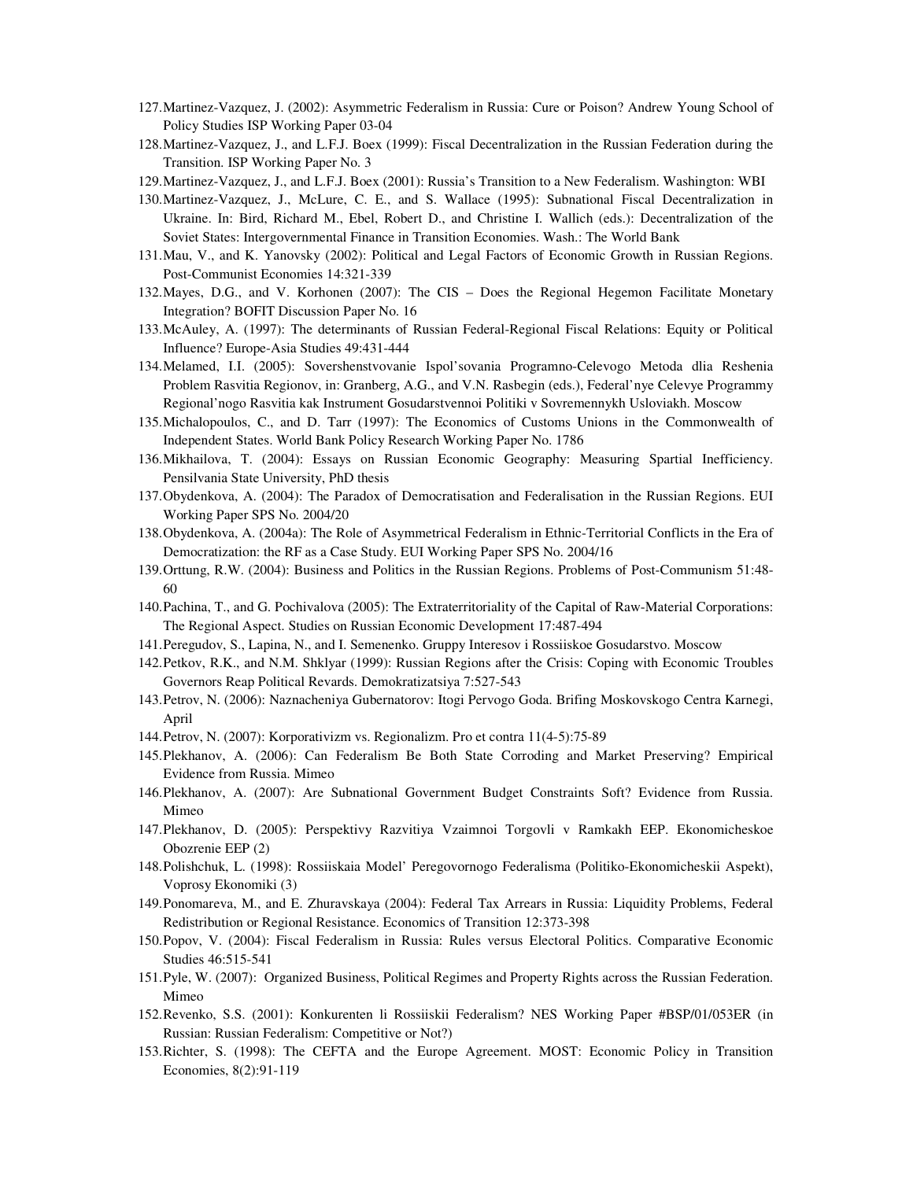127. Martinez-Vazquez, J. (2002): Asymmetric Federalism in Russia: Cure or Poison? Andrew Young School of Policy Studies ISP Working Paper 03-04
128. Martinez-Vazquez, J., and L.F.J. Boex (1999): Fiscal Decentralization in the Russian Federation during the Transition. ISP Working Paper No. 3
129. Martinez-Vazquez, J., and L.F.J. Boex (2001): Russia's Transition to a New Federalism. Washington: WBI
130. Martinez-Vazquez, J., McLure, C. E., and S. Wallace (1995): Subnational Fiscal Decentralization in Ukraine. In: Bird, Richard M., Ebel, Robert D., and Christine I. Wallich (eds.): Decentralization of the Soviet States: Intergovernmental Finance in Transition Economies. Wash.: The World Bank
131. Mau, V., and K. Yanovsky (2002): Political and Legal Factors of Economic Growth in Russian Regions. Post-Communist Economies 14:321-339
132. Mayes, D.G., and V. Korhonen (2007): The CIS – Does the Regional Hegemon Facilitate Monetary Integration? BOFIT Discussion Paper No. 16
133. McAuley, A. (1997): The determinants of Russian Federal-Regional Fiscal Relations: Equity or Political Influence? Europe-Asia Studies 49:431-444
134. Melamed, I.I. (2005): Sovershenstvovanie Ispol'sovania Programno-Celevogo Metoda dlia Reshenia Problem Rasvitia Regionov, in: Granberg, A.G., and V.N. Rasbegin (eds.), Federal'nye Celevye Programmy Regional'nogo Rasvitia kak Instrument Gosudarstvennoi Politiki v Sovremennykh Usloviakh. Moscow
135. Michalopoulos, C., and D. Tarr (1997): The Economics of Customs Unions in the Commonwealth of Independent States. World Bank Policy Research Working Paper No. 1786
136. Mikhailova, T. (2004): Essays on Russian Economic Geography: Measuring Spartial Inefficiency. Pensilvania State University, PhD thesis
137. Obydenkova, A. (2004): The Paradox of Democratisation and Federalisation in the Russian Regions. EUI Working Paper SPS No. 2004/20
138. Obydenkova, A. (2004a): The Role of Asymmetrical Federalism in Ethnic-Territorial Conflicts in the Era of Democratization: the RF as a Case Study. EUI Working Paper SPS No. 2004/16
139. Orttung, R.W. (2004): Business and Politics in the Russian Regions. Problems of Post-Communism 51:48-60
140. Pachina, T., and G. Pochivalova (2005): The Extraterritoriality of the Capital of Raw-Material Corporations: The Regional Aspect. Studies on Russian Economic Development 17:487-494
141. Peregudov, S., Lapina, N., and I. Semenenko. Gruppy Interesov i Rossiiskoe Gosudarstvo. Moscow
142. Petkov, R.K., and N.M. Shklyar (1999): Russian Regions after the Crisis: Coping with Economic Troubles Governors Reap Political Revards. Demokratizatsiya 7:527-543
143. Petrov, N. (2006): Naznacheniya Gubernatorov: Itogi Pervogo Goda. Brifing Moskovskogo Centra Karnegi, April
144. Petrov, N. (2007): Korporativizm vs. Regionalizm. Pro et contra 11(4-5):75-89
145. Plekhanov, A. (2006): Can Federalism Be Both State Corroding and Market Preserving? Empirical Evidence from Russia. Mimeo
146. Plekhanov, A. (2007): Are Subnational Government Budget Constraints Soft? Evidence from Russia. Mimeo
147. Plekhanov, D. (2005): Perspektivy Razvitiya Vzaimnoi Torgovli v Ramkakh EEP. Ekonomicheskoe Obozrenie EEP (2)
148. Polishchuk, L. (1998): Rossiiskaia Model' Peregovornogo Federalisma (Politiko-Ekonomicheskii Aspekt), Voprosy Ekonomiki (3)
149. Ponomareva, M., and E. Zhuravskaya (2004): Federal Tax Arrears in Russia: Liquidity Problems, Federal Redistribution or Regional Resistance. Economics of Transition 12:373-398
150. Popov, V. (2004): Fiscal Federalism in Russia: Rules versus Electoral Politics. Comparative Economic Studies 46:515-541
151. Pyle, W. (2007): Organized Business, Political Regimes and Property Rights across the Russian Federation. Mimeo
152. Revenko, S.S. (2001): Konkurenten li Rossiiskii Federalism? NES Working Paper #BSP/01/053ER (in Russian: Russian Federalism: Competitive or Not?)
153. Richter, S. (1998): The CEFTA and the Europe Agreement. MOST: Economic Policy in Transition Economies, 8(2):91-119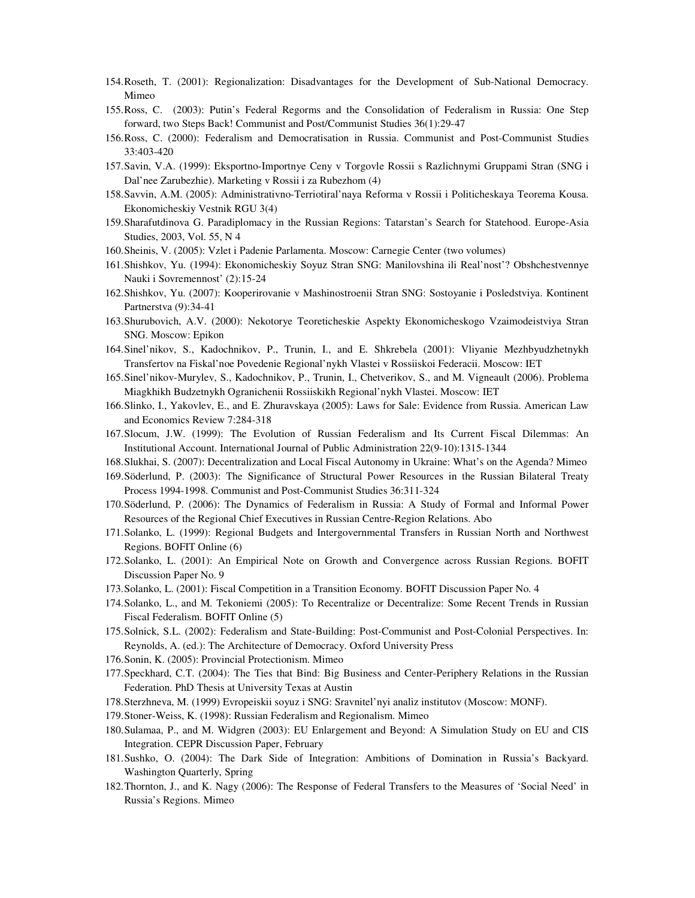154. Roseth, T. (2001): Regionalization: Disadvantages for the Development of Sub-National Democracy. Mimeo
155. Ross, C. (2003): Putin's Federal Regorms and the Consolidation of Federalism in Russia: One Step forward, two Steps Back! Communist and Post/Communist Studies 36(1):29-47
156. Ross, C. (2000): Federalism and Democratisation in Russia. Communist and Post-Communist Studies 33:403-420
157. Savin, V.A. (1999): Eksportno-Importnye Ceny v Torgovle Rossii s Razlichnymi Gruppami Stran (SNG i Dal'nee Zarubezhie). Marketing v Rossii i za Rubezhom (4)
158. Savvin, A.M. (2005): Administrativno-Terriotiral'naya Reforma v Rossii i Politicheskaya Teorema Kousa. Ekonomicheskiy Vestnik RGU 3(4)
159. Sharafutdinova G. Paradiplomacy in the Russian Regions: Tatarstan's Search for Statehood. Europe-Asia Studies, 2003, Vol. 55, N 4
160. Sheinis, V. (2005): Vzlet i Padenie Parlamenta. Moscow: Carnegie Center (two volumes)
161. Shishkov, Yu. (1994): Ekonomicheskiy Soyuz Stran SNG: Manilovshina ili Real'nost'? Obshchestvennye Nauki i Sovremennost' (2):15-24
162. Shishkov, Yu. (2007): Kooperirovanie v Mashinostroenii Stran SNG: Sostoyanie i Posledstviya. Kontinent Partnerstva (9):34-41
163. Shurubovich, A.V. (2000): Nekotorye Teoreticheskie Aspekty Ekonomicheskogo Vzaimodeistviya Stran SNG. Moscow: Epikon
164. Sinel'nikov, S., Kadochnikov, P., Trunin, I., and E. Shkrebela (2001): Vliyanie Mezhbyudzhetnykh Transfertov na Fiskal'noe Povedenie Regional'nykh Vlastei v Rossiiskoi Federacii. Moscow: IET
165. Sinel'nikov-Murylev, S., Kadochnikov, P., Trunin, I., Chetverikov, S., and M. Vigneault (2006). Problema Miagkhikh Budzetnykh Ogranichenii Rossiiskikh Regional'nykh Vlastei. Moscow: IET
166. Slinko, I., Yakovlev, E., and E. Zhuravskaya (2005): Laws for Sale: Evidence from Russia. American Law and Economics Review 7:284-318
167. Slocum, J.W. (1999): The Evolution of Russian Federalism and Its Current Fiscal Dilemmas: An Institutional Account. International Journal of Public Administration 22(9-10):1315-1344
168. Slukhai, S. (2007): Decentralization and Local Fiscal Autonomy in Ukraine: What's on the Agenda? Mimeo
169. Söderlund, P. (2003): The Significance of Structural Power Resources in the Russian Bilateral Treaty Process 1994-1998. Communist and Post-Communist Studies 36:311-324
170. Söderlund, P. (2006): The Dynamics of Federalism in Russia: A Study of Formal and Informal Power Resources of the Regional Chief Executives in Russian Centre-Region Relations. Abo
171. Solanko, L. (1999): Regional Budgets and Intergovernmental Transfers in Russian North and Northwest Regions. BOFIT Online (6)
172. Solanko, L. (2001): An Empirical Note on Growth and Convergence across Russian Regions. BOFIT Discussion Paper No. 9
173. Solanko, L. (2001): Fiscal Competition in a Transition Economy. BOFIT Discussion Paper No. 4
174. Solanko, L., and M. Tekoniemi (2005): To Recentralize or Decentralize: Some Recent Trends in Russian Fiscal Federalism. BOFIT Online (5)
175. Solnick, S.L. (2002): Federalism and State-Building: Post-Communist and Post-Colonial Perspectives. In: Reynolds, A. (ed.): The Architecture of Democracy. Oxford University Press
176. Sonin, K. (2005): Provincial Protectionism. Mimeo
177. Speckhard, C.T. (2004): The Ties that Bind: Big Business and Center-Periphery Relations in the Russian Federation. PhD Thesis at University Texas at Austin
178. Sterzhneva, M. (1999) Evropeiskii soyuz i SNG: Sravnitel'nyi analiz institutov (Moscow: MONF).
179. Stoner-Weiss, K. (1998): Russian Federalism and Regionalism. Mimeo
180. Sulamaa, P., and M. Widgren (2003): EU Enlargement and Beyond: A Simulation Study on EU and CIS Integration. CEPR Discussion Paper, February
181. Sushko, O. (2004): The Dark Side of Integration: Ambitions of Domination in Russia's Backyard. Washington Quarterly, Spring
182. Thornton, J., and K. Nagy (2006): The Response of Federal Transfers to the Measures of 'Social Need' in Russia's Regions. Mimeo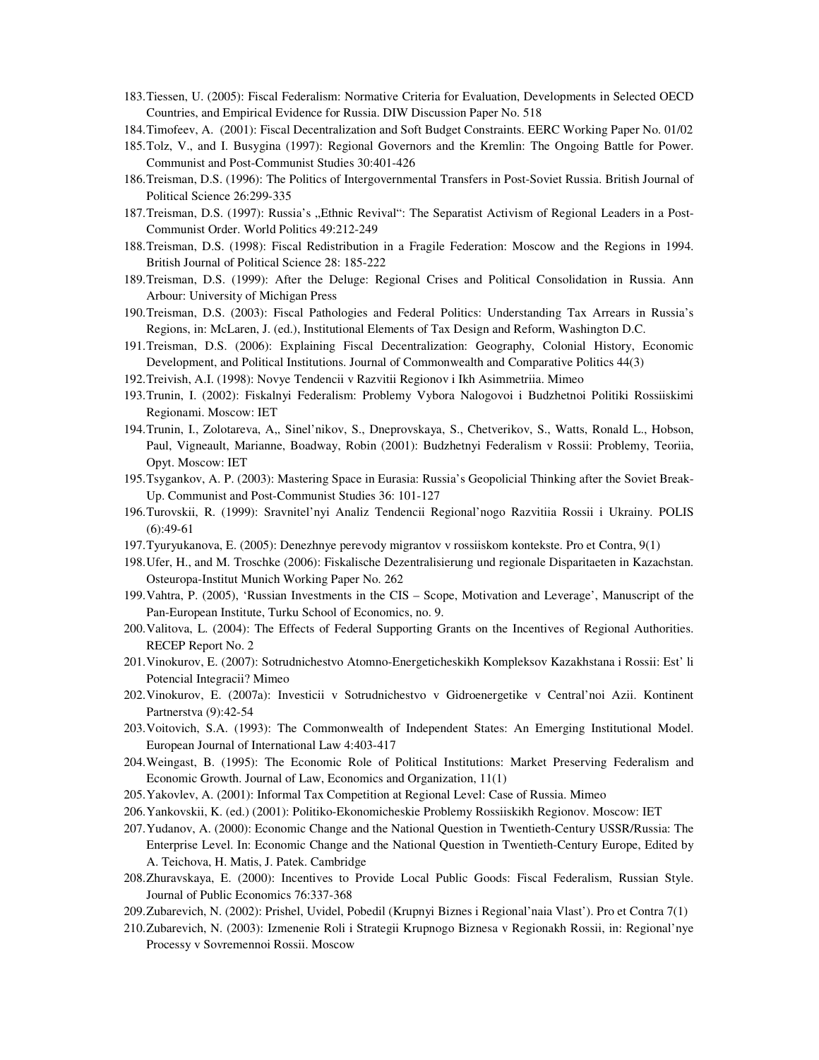183. Tiessen, U. (2005): Fiscal Federalism: Normative Criteria for Evaluation, Developments in Selected OECD Countries, and Empirical Evidence for Russia. DIW Discussion Paper No. 518
184. Timofeev, A. (2001): Fiscal Decentralization and Soft Budget Constraints. EERC Working Paper No. 01/02
185. Tolz, V., and I. Busygina (1997): Regional Governors and the Kremlin: The Ongoing Battle for Power. Communist and Post-Communist Studies 30:401-426
186. Treisman, D.S. (1996): The Politics of Intergovernmental Transfers in Post-Soviet Russia. British Journal of Political Science 26:299-335
187. Treisman, D.S. (1997): Russia's „Ethnic Revival": The Separatist Activism of Regional Leaders in a Post-Communist Order. World Politics 49:212-249
188. Treisman, D.S. (1998): Fiscal Redistribution in a Fragile Federation: Moscow and the Regions in 1994. British Journal of Political Science 28: 185-222
189. Treisman, D.S. (1999): After the Deluge: Regional Crises and Political Consolidation in Russia. Ann Arbour: University of Michigan Press
190. Treisman, D.S. (2003): Fiscal Pathologies and Federal Politics: Understanding Tax Arrears in Russia's Regions, in: McLaren, J. (ed.), Institutional Elements of Tax Design and Reform, Washington D.C.
191. Treisman, D.S. (2006): Explaining Fiscal Decentralization: Geography, Colonial History, Economic Development, and Political Institutions. Journal of Commonwealth and Comparative Politics 44(3)
192. Treivish, A.I. (1998): Novye Tendencii v Razvitii Regionov i Ikh Asimmetriia. Mimeo
193. Trunin, I. (2002): Fiskalnyi Federalism: Problemy Vybora Nalogovoi i Budzhetnoi Politiki Rossiiskimi Regionami. Moscow: IET
194. Trunin, I., Zolotareva, A,, Sinel'nikov, S., Dneprovskaya, S., Chetverikov, S., Watts, Ronald L., Hobson, Paul, Vigneault, Marianne, Boadway, Robin (2001): Budzhetnyi Federalism v Rossii: Problemy, Teoriia, Opyt. Moscow: IET
195. Tsygankov, A. P. (2003): Mastering Space in Eurasia: Russia's Geopolicial Thinking after the Soviet Break-Up. Communist and Post-Communist Studies 36: 101-127
196. Turovskii, R. (1999): Sravnitel'nyi Analiz Tendencii Regional'nogo Razvitiia Rossii i Ukrainy. POLIS (6):49-61
197. Tyuryukanova, E. (2005): Denezhnye perevody migrantov v rossiiskom kontekste. Pro et Contra, 9(1)
198. Ufer, H., and M. Troschke (2006): Fiskalische Dezentralisierung und regionale Disparitaeten in Kazachstan. Osteuropa-Institut Munich Working Paper No. 262
199. Vahtra, P. (2005), 'Russian Investments in the CIS – Scope, Motivation and Leverage', Manuscript of the Pan-European Institute, Turku School of Economics, no. 9.
200. Valitova, L. (2004): The Effects of Federal Supporting Grants on the Incentives of Regional Authorities. RECEP Report No. 2
201. Vinokurov, E. (2007): Sotrudnichestvo Atomno-Energeticheskikh Kompleksov Kazakhstana i Rossii: Est' li Potencial Integracii? Mimeo
202. Vinokurov, E. (2007a): Investicii v Sotrudnichestvo v Gidroenergetike v Central'noi Azii. Kontinent Partnerstva (9):42-54
203. Voitovich, S.A. (1993): The Commonwealth of Independent States: An Emerging Institutional Model. European Journal of International Law 4:403-417
204. Weingast, B. (1995): The Economic Role of Political Institutions: Market Preserving Federalism and Economic Growth. Journal of Law, Economics and Organization, 11(1)
205. Yakovlev, A. (2001): Informal Tax Competition at Regional Level: Case of Russia. Mimeo
206. Yankovskii, K. (ed.) (2001): Politiko-Ekonomicheskie Problemy Rossiiskikh Regionov. Moscow: IET
207. Yudanov, A. (2000): Economic Change and the National Question in Twentieth-Century USSR/Russia: The Enterprise Level. In: Economic Change and the National Question in Twentieth-Century Europe, Edited by A. Teichova, H. Matis, J. Patek. Cambridge
208. Zhuravskaya, E. (2000): Incentives to Provide Local Public Goods: Fiscal Federalism, Russian Style. Journal of Public Economics 76:337-368
209. Zubarevich, N. (2002): Prishel, Uvidel, Pobedil (Krupnyi Biznes i Regional'naia Vlast'). Pro et Contra 7(1)
210. Zubarevich, N. (2003): Izmenenie Roli i Strategii Krupnogo Biznesa v Regionakh Rossii, in: Regional'nye Processy v Sovremennoi Rossii. Moscow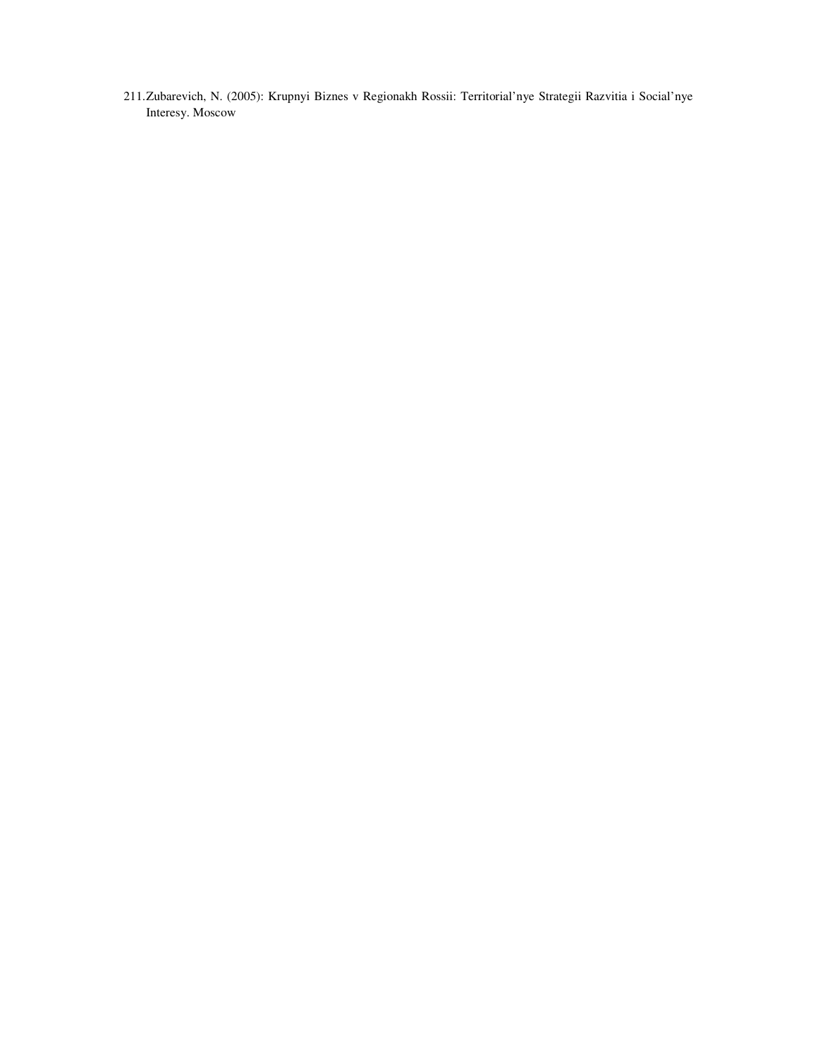211. Zubarevich, N. (2005): Krupnyi Biznes v Regionakh Rossii: Territorial'nye Strategii Razvitia i Social'nye Interesy. Moscow